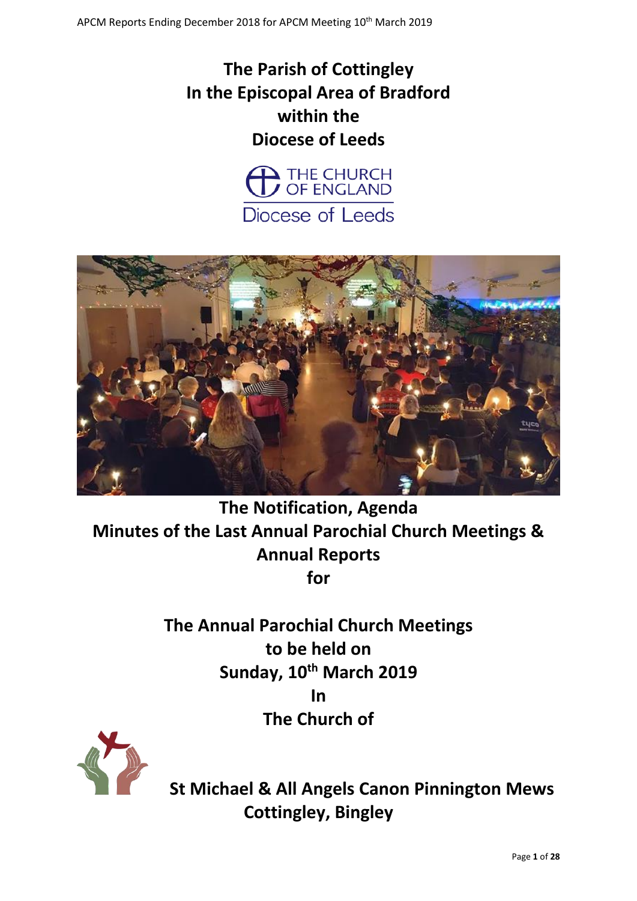# The Parish of Cottingley
# In the Episcopal Area of Bradford
# within the
# Diocese of Leeds

THE CHURCH OF ENGLAND
Diocese of Leeds

## The Notification, Agenda
## Minutes of the Last Annual Parochial Church Meetings & Annual Reports
## for

## The Annual Parochial Church Meetings
## to be held on
## Sunday, 10th March 2019
## In
## The Church of

## St Michael & All Angels Canon Pinnington Mews
## Cottingley, Bingley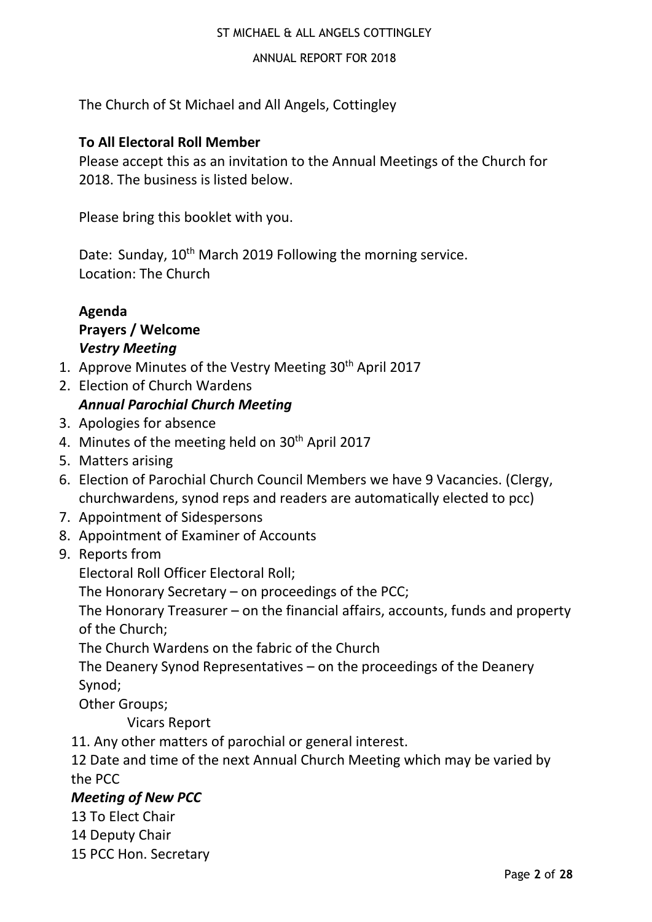The Church of St Michael and All Angels, Cottingley

**To All Electoral Roll Member**

Please accept this as an invitation to the Annual Meetings of the Church for 2018. The business is listed below.

Please bring this booklet with you.

Date: Sunday, 10th March 2019 Following the morning service.
Location: The Church

**Agenda**

**Prayers / Welcome**

***Vestry Meeting***

1. Approve Minutes of the Vestry Meeting 30th April 2017
2. Election of Church Wardens

***Annual Parochial Church Meeting***

3. Apologies for absence
4. Minutes of the meeting held on 30th April 2017
5. Matters arising
6. Election of Parochial Church Council Members we have 9 Vacancies. (Clergy, churchwardens, synod reps and readers are automatically elected to pcc)
7. Appointment of Sidespersons
8. Appointment of Examiner of Accounts
9. Reports from
   Electoral Roll Officer Electoral Roll;
   The Honorary Secretary – on proceedings of the PCC;
   The Honorary Treasurer – on the financial affairs, accounts, funds and property of the Church;
   The Church Wardens on the fabric of the Church
   The Deanery Synod Representatives – on the proceedings of the Deanery Synod;
   Other Groups;
   Vicars Report

11. Any other matters of parochial or general interest.

12 Date and time of the next Annual Church Meeting which may be varied by the PCC

***Meeting of New PCC***

13 To Elect Chair

14 Deputy Chair

15 PCC Hon. Secretary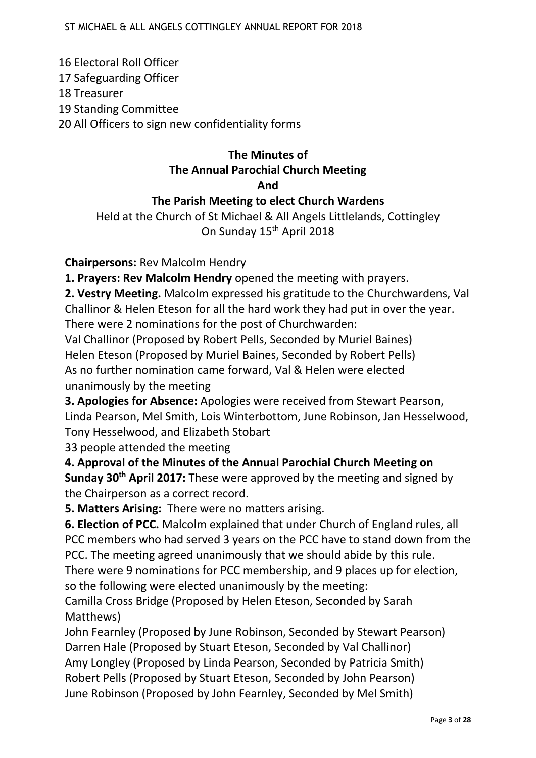16 Electoral Roll Officer
17 Safeguarding Officer
18 Treasurer
19 Standing Committee
20 All Officers to sign new confidentiality forms

## The Minutes of The Annual Parochial Church Meeting And The Parish Meeting to elect Church Wardens

Held at the Church of St Michael & All Angels Littlelands, Cottingley
On Sunday 15th April 2018

**Chairpersons:** Rev Malcolm Hendry

**1. Prayers: Rev Malcolm Hendry** opened the meeting with prayers.

**2. Vestry Meeting.** Malcolm expressed his gratitude to the Churchwardens, Val Challinor & Helen Eteson for all the hard work they had put in over the year.
There were 2 nominations for the post of Churchwarden:
Val Challinor (Proposed by Robert Pells, Seconded by Muriel Baines)
Helen Eteson (Proposed by Muriel Baines, Seconded by Robert Pells)
As no further nomination came forward, Val & Helen were elected unanimously by the meeting

**3. Apologies for Absence:** Apologies were received from Stewart Pearson, Linda Pearson, Mel Smith, Lois Winterbottom, June Robinson, Jan Hesselwood, Tony Hesselwood, and Elizabeth Stobart
33 people attended the meeting

**4. Approval of the Minutes of the Annual Parochial Church Meeting on Sunday 30th April 2017:** These were approved by the meeting and signed by the Chairperson as a correct record.

**5. Matters Arising:** There were no matters arising.

**6. Election of PCC.** Malcolm explained that under Church of England rules, all PCC members who had served 3 years on the PCC have to stand down from the PCC. The meeting agreed unanimously that we should abide by this rule.
There were 9 nominations for PCC membership, and 9 places up for election, so the following were elected unanimously by the meeting:
Camilla Cross Bridge (Proposed by Helen Eteson, Seconded by Sarah Matthews)
John Fearnley (Proposed by June Robinson, Seconded by Stewart Pearson)
Darren Hale (Proposed by Stuart Eteson, Seconded by Val Challinor)
Amy Longley (Proposed by Linda Pearson, Seconded by Patricia Smith)
Robert Pells (Proposed by Stuart Eteson, Seconded by John Pearson)
June Robinson (Proposed by John Fearnley, Seconded by Mel Smith)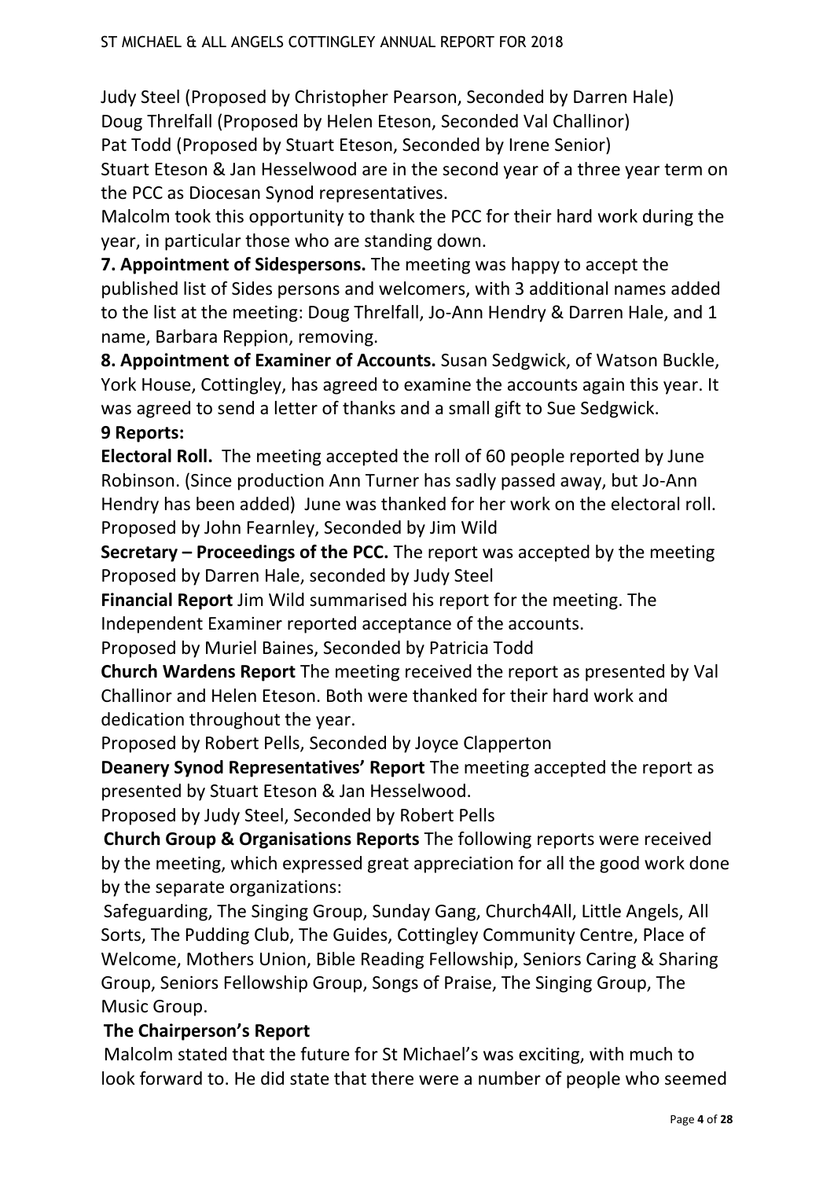Judy Steel (Proposed by Christopher Pearson, Seconded by Darren Hale)
Doug Threlfall (Proposed by Helen Eteson, Seconded Val Challinor)
Pat Todd (Proposed by Stuart Eteson, Seconded by Irene Senior)
Stuart Eteson & Jan Hesselwood are in the second year of a three year term on the PCC as Diocesan Synod representatives.
Malcolm took this opportunity to thank the PCC for their hard work during the year, in particular those who are standing down.

**7. Appointment of Sidespersons.** The meeting was happy to accept the published list of Sides persons and welcomers, with 3 additional names added to the list at the meeting: Doug Threlfall, Jo-Ann Hendry & Darren Hale, and 1 name, Barbara Reppion, removing.

**8. Appointment of Examiner of Accounts.** Susan Sedgwick, of Watson Buckle, York House, Cottingley, has agreed to examine the accounts again this year. It was agreed to send a letter of thanks and a small gift to Sue Sedgwick.

**9 Reports:**

**Electoral Roll.** The meeting accepted the roll of 60 people reported by June Robinson. (Since production Ann Turner has sadly passed away, but Jo-Ann Hendry has been added) June was thanked for her work on the electoral roll.
Proposed by John Fearnley, Seconded by Jim Wild

**Secretary – Proceedings of the PCC.** The report was accepted by the meeting
Proposed by Darren Hale, seconded by Judy Steel

**Financial Report** Jim Wild summarised his report for the meeting. The Independent Examiner reported acceptance of the accounts.
Proposed by Muriel Baines, Seconded by Patricia Todd

**Church Wardens Report** The meeting received the report as presented by Val Challinor and Helen Eteson. Both were thanked for their hard work and dedication throughout the year.
Proposed by Robert Pells, Seconded by Joyce Clapperton

**Deanery Synod Representatives' Report** The meeting accepted the report as presented by Stuart Eteson & Jan Hesselwood.
Proposed by Judy Steel, Seconded by Robert Pells

**Church Group & Organisations Reports** The following reports were received by the meeting, which expressed great appreciation for all the good work done by the separate organizations:
Safeguarding, The Singing Group, Sunday Gang, Church4All, Little Angels, All Sorts, The Pudding Club, The Guides, Cottingley Community Centre, Place of Welcome, Mothers Union, Bible Reading Fellowship, Seniors Caring & Sharing Group, Seniors Fellowship Group, Songs of Praise, The Singing Group, The Music Group.

**The Chairperson's Report**
Malcolm stated that the future for St Michael's was exciting, with much to look forward to. He did state that there were a number of people who seemed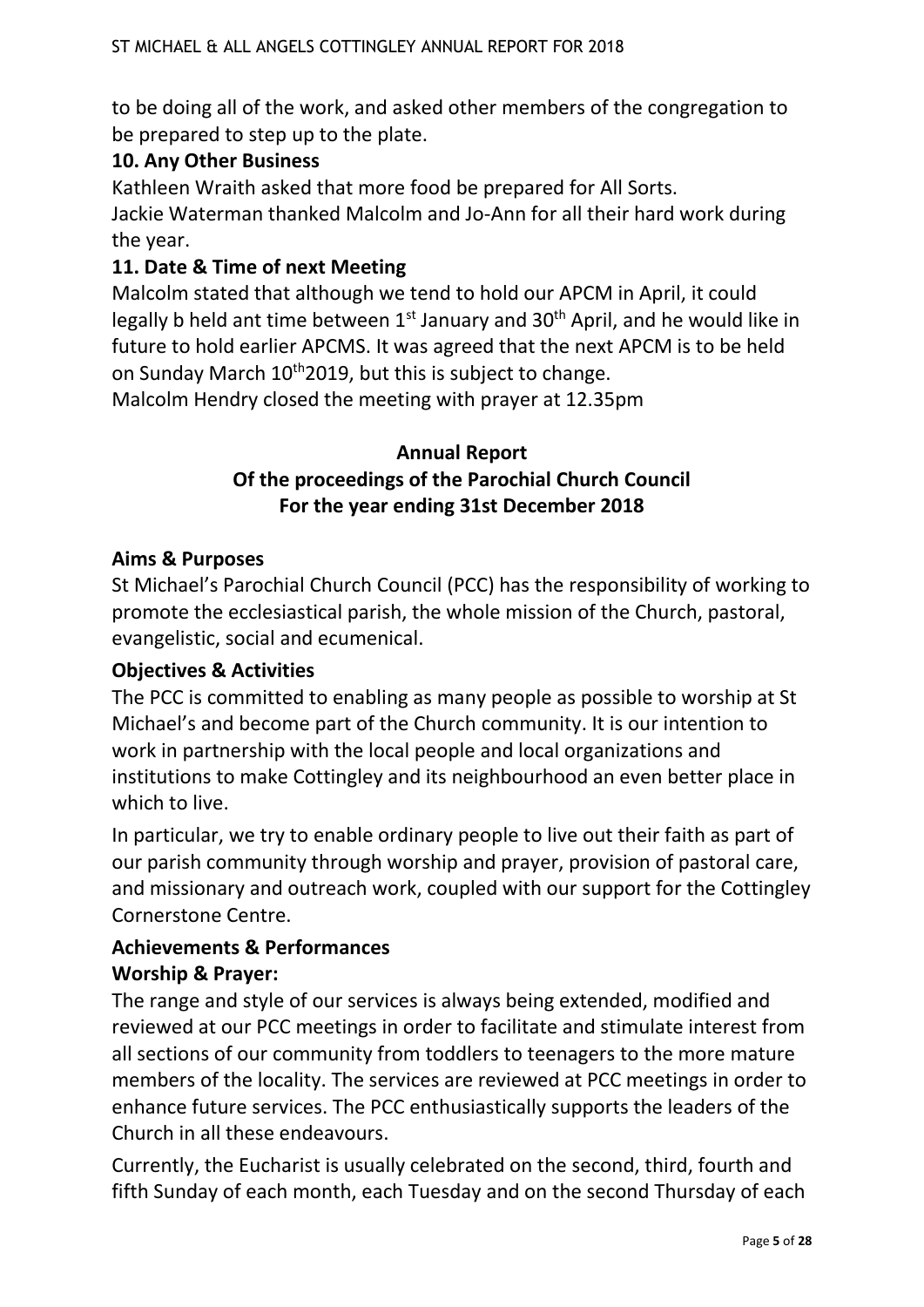to be doing all of the work, and asked other members of the congregation to be prepared to step up to the plate.

**10. Any Other Business**

Kathleen Wraith asked that more food be prepared for All Sorts.
Jackie Waterman thanked Malcolm and Jo-Ann for all their hard work during the year.

**11. Date & Time of next Meeting**

Malcolm stated that although we tend to hold our APCM in April, it could legally b held ant time between 1st January and 30th April, and he would like in future to hold earlier APCMS. It was agreed that the next APCM is to be held on Sunday March 10th2019, but this is subject to change.
Malcolm Hendry closed the meeting with prayer at 12.35pm

## Annual Report
## Of the proceedings of the Parochial Church Council
## For the year ending 31st December 2018

**Aims & Purposes**

St Michael's Parochial Church Council (PCC) has the responsibility of working to promote the ecclesiastical parish, the whole mission of the Church, pastoral, evangelistic, social and ecumenical.

**Objectives & Activities**

The PCC is committed to enabling as many people as possible to worship at St Michael's and become part of the Church community. It is our intention to work in partnership with the local people and local organizations and institutions to make Cottingley and its neighbourhood an even better place in which to live.

In particular, we try to enable ordinary people to live out their faith as part of our parish community through worship and prayer, provision of pastoral care, and missionary and outreach work, coupled with our support for the Cottingley Cornerstone Centre.

**Achievements & Performances**

**Worship & Prayer:**

The range and style of our services is always being extended, modified and reviewed at our PCC meetings in order to facilitate and stimulate interest from all sections of our community from toddlers to teenagers to the more mature members of the locality. The services are reviewed at PCC meetings in order to enhance future services. The PCC enthusiastically supports the leaders of the Church in all these endeavours.

Currently, the Eucharist is usually celebrated on the second, third, fourth and fifth Sunday of each month, each Tuesday and on the second Thursday of each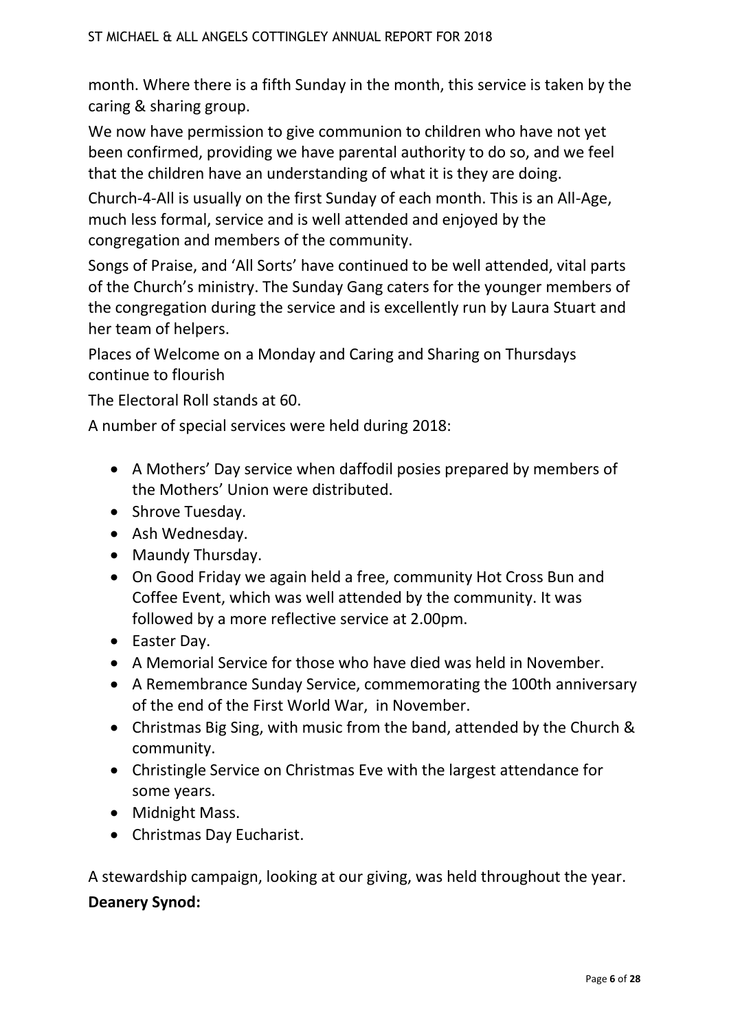month. Where there is a fifth Sunday in the month, this service is taken by the caring & sharing group.

We now have permission to give communion to children who have not yet been confirmed, providing we have parental authority to do so, and we feel that the children have an understanding of what it is they are doing.

Church-4-All is usually on the first Sunday of each month. This is an All-Age, much less formal, service and is well attended and enjoyed by the congregation and members of the community.

Songs of Praise, and 'All Sorts' have continued to be well attended, vital parts of the Church's ministry. The Sunday Gang caters for the younger members of the congregation during the service and is excellently run by Laura Stuart and her team of helpers.

Places of Welcome on a Monday and Caring and Sharing on Thursdays continue to flourish

The Electoral Roll stands at 60.

A number of special services were held during 2018:

- A Mothers' Day service when daffodil posies prepared by members of the Mothers' Union were distributed.
- Shrove Tuesday.
- Ash Wednesday.
- Maundy Thursday.
- On Good Friday we again held a free, community Hot Cross Bun and Coffee Event, which was well attended by the community. It was followed by a more reflective service at 2.00pm.
- Easter Day.
- A Memorial Service for those who have died was held in November.
- A Remembrance Sunday Service, commemorating the 100th anniversary of the end of the First World War, in November.
- Christmas Big Sing, with music from the band, attended by the Church & community.
- Christingle Service on Christmas Eve with the largest attendance for some years.
- Midnight Mass.
- Christmas Day Eucharist.

A stewardship campaign, looking at our giving, was held throughout the year.

**Deanery Synod:**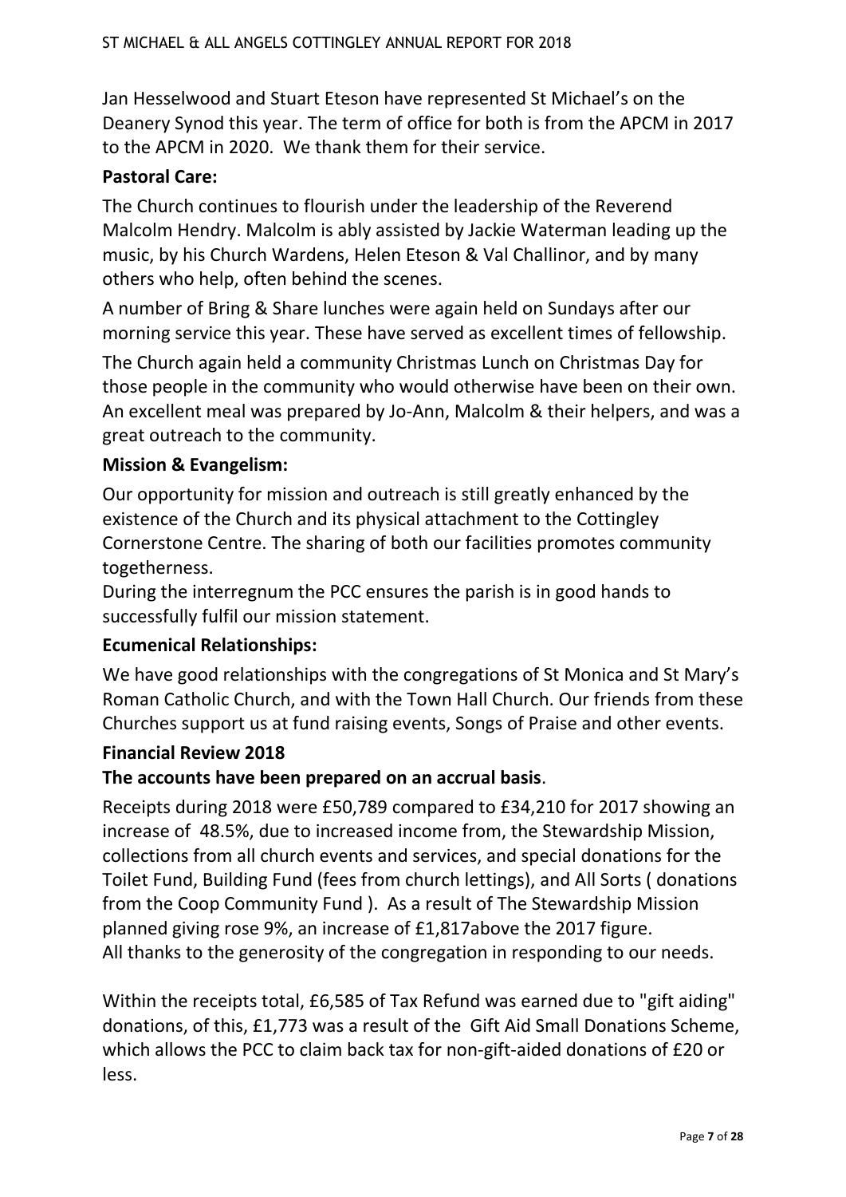Jan Hesselwood and Stuart Eteson have represented St Michael's on the Deanery Synod this year. The term of office for both is from the APCM in 2017 to the APCM in 2020. We thank them for their service.

**Pastoral Care:**

The Church continues to flourish under the leadership of the Reverend Malcolm Hendry. Malcolm is ably assisted by Jackie Waterman leading up the music, by his Church Wardens, Helen Eteson & Val Challinor, and by many others who help, often behind the scenes.

A number of Bring & Share lunches were again held on Sundays after our morning service this year. These have served as excellent times of fellowship.

The Church again held a community Christmas Lunch on Christmas Day for those people in the community who would otherwise have been on their own. An excellent meal was prepared by Jo-Ann, Malcolm & their helpers, and was a great outreach to the community.

**Mission & Evangelism:**

Our opportunity for mission and outreach is still greatly enhanced by the existence of the Church and its physical attachment to the Cottingley Cornerstone Centre. The sharing of both our facilities promotes community togetherness.

During the interregnum the PCC ensures the parish is in good hands to successfully fulfil our mission statement.

**Ecumenical Relationships:**

We have good relationships with the congregations of St Monica and St Mary's Roman Catholic Church, and with the Town Hall Church. Our friends from these Churches support us at fund raising events, Songs of Praise and other events.

**Financial Review 2018**

**The accounts have been prepared on an accrual basis**.

Receipts during 2018 were £50,789 compared to £34,210 for 2017 showing an increase of 48.5%, due to increased income from, the Stewardship Mission, collections from all church events and services, and special donations for the Toilet Fund, Building Fund (fees from church lettings), and All Sorts ( donations from the Coop Community Fund ). As a result of The Stewardship Mission planned giving rose 9%, an increase of £1,817above the 2017 figure.
All thanks to the generosity of the congregation in responding to our needs.

Within the receipts total, £6,585 of Tax Refund was earned due to "gift aiding" donations, of this, £1,773 was a result of the Gift Aid Small Donations Scheme, which allows the PCC to claim back tax for non-gift-aided donations of £20 or less.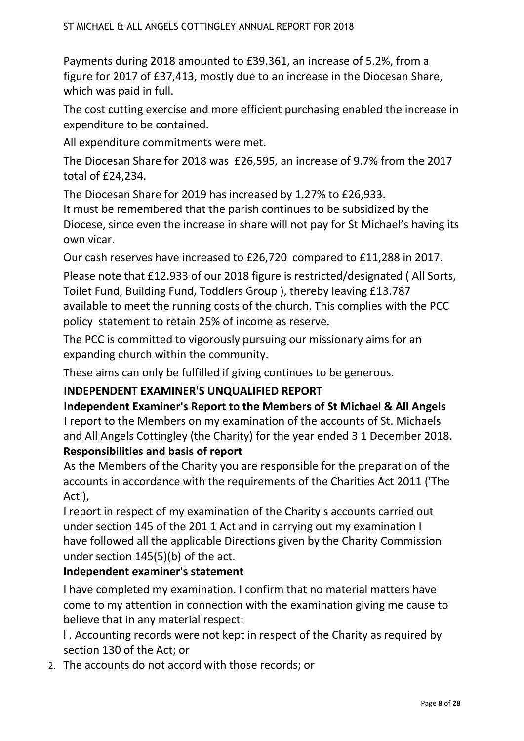Payments during 2018 amounted to £39.361, an increase of 5.2%, from a figure for 2017 of £37,413, mostly due to an increase in the Diocesan Share, which was paid in full.

The cost cutting exercise and more efficient purchasing enabled the increase in expenditure to be contained.

All expenditure commitments were met.

The Diocesan Share for 2018 was £26,595, an increase of 9.7% from the 2017 total of £24,234.

The Diocesan Share for 2019 has increased by 1.27% to £26,933.
It must be remembered that the parish continues to be subsidized by the Diocese, since even the increase in share will not pay for St Michael's having its own vicar.

Our cash reserves have increased to £26,720 compared to £11,288 in 2017.

Please note that £12.933 of our 2018 figure is restricted/designated ( All Sorts, Toilet Fund, Building Fund, Toddlers Group ), thereby leaving £13.787 available to meet the running costs of the church. This complies with the PCC policy statement to retain 25% of income as reserve.

The PCC is committed to vigorously pursuing our missionary aims for an expanding church within the community.

These aims can only be fulfilled if giving continues to be generous.

**INDEPENDENT EXAMINER'S UNQUALIFIED REPORT**

**Independent Examiner's Report to the Members of St Michael & All Angels**

I report to the Members on my examination of the accounts of St. Michaels and All Angels Cottingley (the Charity) for the year ended 3 1 December 2018.

**Responsibilities and basis of report**

As the Members of the Charity you are responsible for the preparation of the accounts in accordance with the requirements of the Charities Act 2011 ('The Act'),

I report in respect of my examination of the Charity's accounts carried out under section 145 of the 201 1 Act and in carrying out my examination I have followed all the applicable Directions given by the Charity Commission under section 145(5)(b) of the act.

**Independent examiner's statement**

I have completed my examination. I confirm that no material matters have come to my attention in connection with the examination giving me cause to believe that in any material respect:

l . Accounting records were not kept in respect of the Charity as required by section 130 of the Act; or

2. The accounts do not accord with those records; or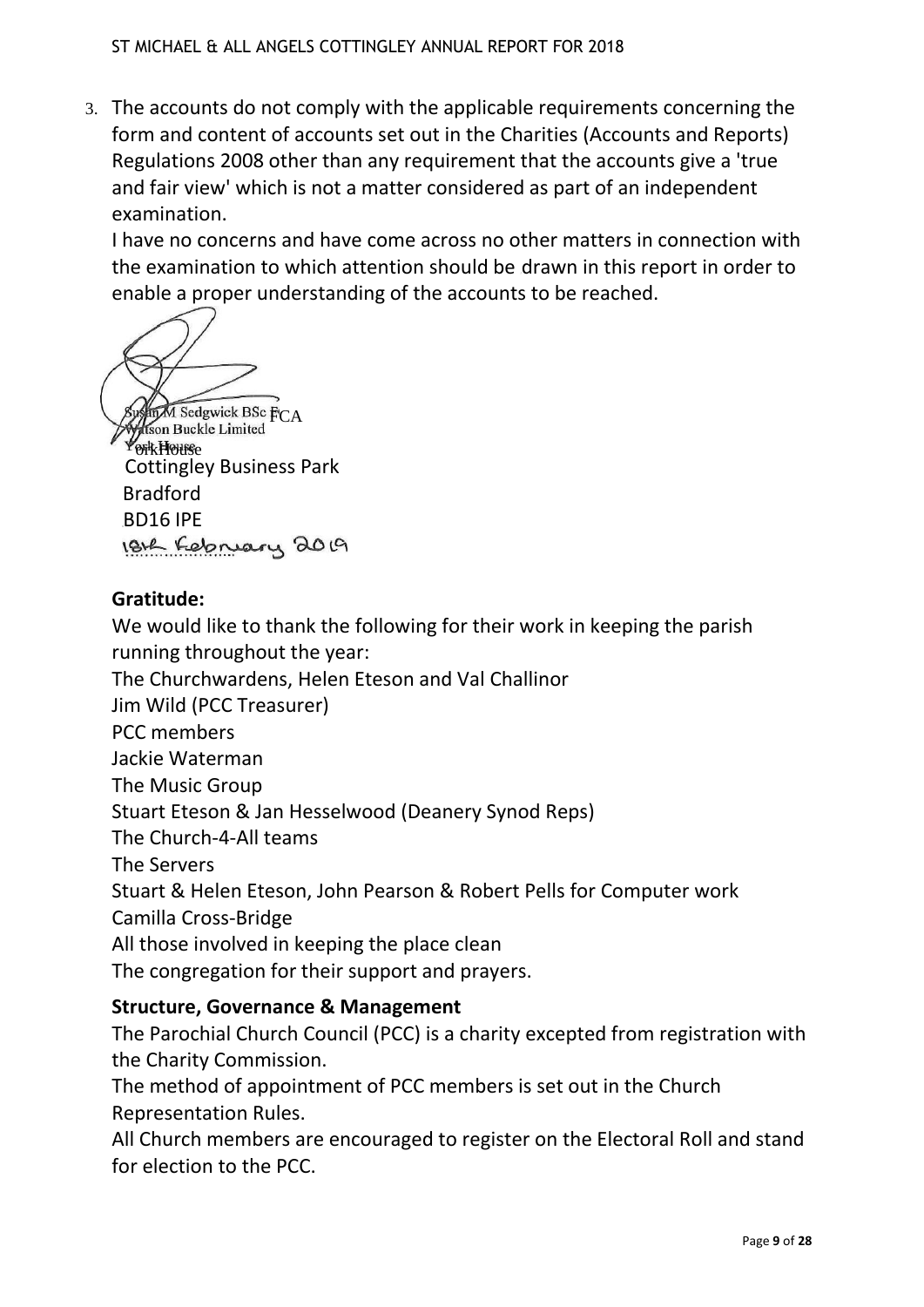3. The accounts do not comply with the applicable requirements concerning the form and content of accounts set out in the Charities (Accounts and Reports) Regulations 2008 other than any requirement that the accounts give a 'true and fair view' which is not a matter considered as part of an independent examination.

   I have no concerns and have come across no other matters in connection with the examination to which attention should be drawn in this report in order to enable a proper understanding of the accounts to be reached.

Susan M Sedgwick BSc FCA
Watson Buckle Limited
York House
Cottingley Business Park
Bradford
BD16 IPE
18th February 2019

**Gratitude:**

We would like to thank the following for their work in keeping the parish running throughout the year:

The Churchwardens, Helen Eteson and Val Challinor
Jim Wild (PCC Treasurer)
PCC members
Jackie Waterman
The Music Group
Stuart Eteson & Jan Hesselwood (Deanery Synod Reps)
The Church-4-All teams
The Servers
Stuart & Helen Eteson, John Pearson & Robert Pells for Computer work
Camilla Cross-Bridge
All those involved in keeping the place clean
The congregation for their support and prayers.

**Structure, Governance & Management**

The Parochial Church Council (PCC) is a charity excepted from registration with the Charity Commission.

The method of appointment of PCC members is set out in the Church Representation Rules.

All Church members are encouraged to register on the Electoral Roll and stand for election to the PCC.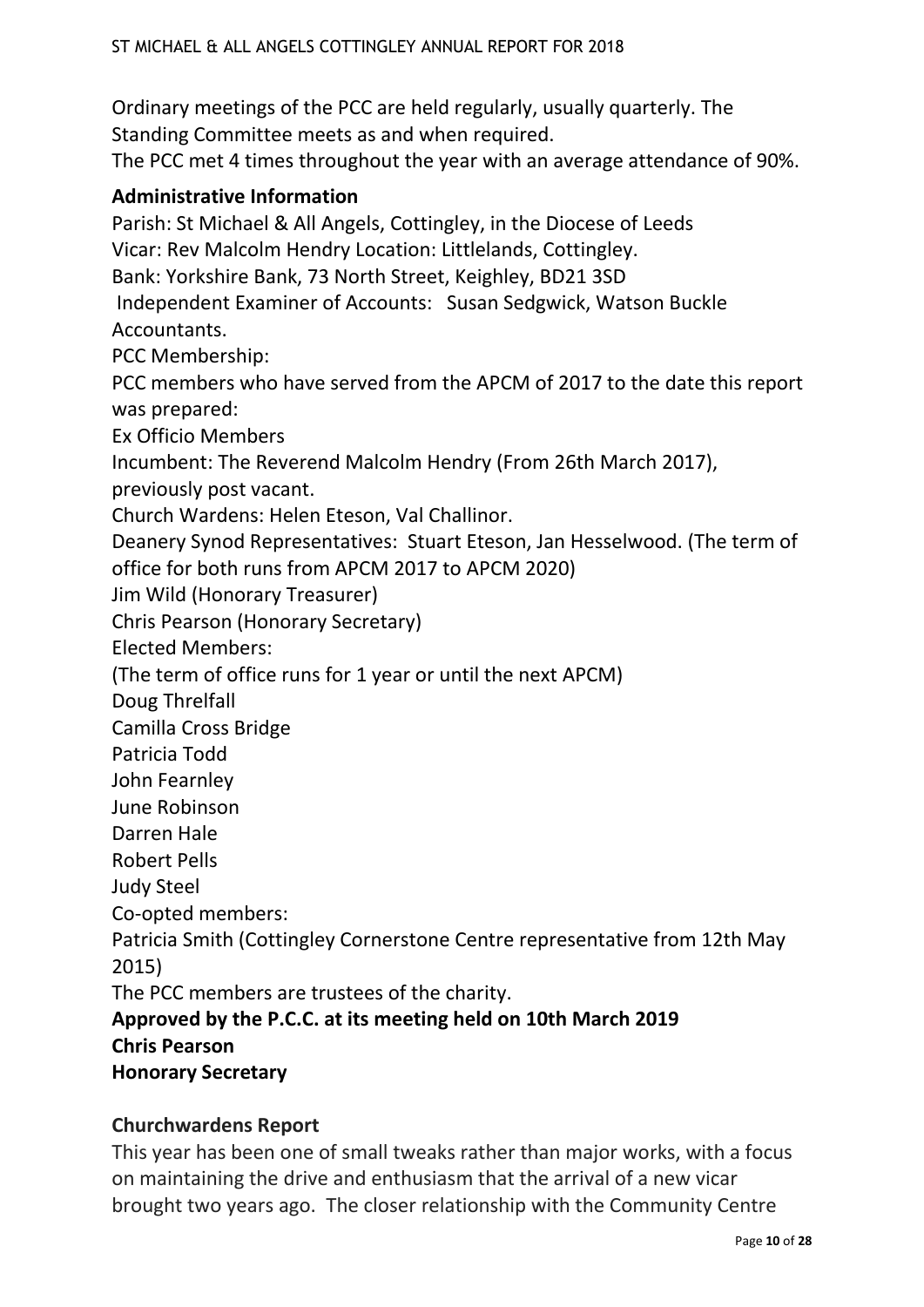Ordinary meetings of the PCC are held regularly, usually quarterly. The Standing Committee meets as and when required.
The PCC met 4 times throughout the year with an average attendance of 90%.

**Administrative Information**

Parish: St Michael & All Angels, Cottingley, in the Diocese of Leeds
Vicar: Rev Malcolm Hendry Location: Littlelands, Cottingley.
Bank: Yorkshire Bank, 73 North Street, Keighley, BD21 3SD
Independent Examiner of Accounts: Susan Sedgwick, Watson Buckle Accountants.
PCC Membership:
PCC members who have served from the APCM of 2017 to the date this report was prepared:
Ex Officio Members
Incumbent: The Reverend Malcolm Hendry (From 26th March 2017), previously post vacant.
Church Wardens: Helen Eteson, Val Challinor.
Deanery Synod Representatives: Stuart Eteson, Jan Hesselwood. (The term of office for both runs from APCM 2017 to APCM 2020)
Jim Wild (Honorary Treasurer)
Chris Pearson (Honorary Secretary)
Elected Members:
(The term of office runs for 1 year or until the next APCM)
Doug Threlfall
Camilla Cross Bridge
Patricia Todd
John Fearnley
June Robinson
Darren Hale
Robert Pells
Judy Steel
Co-opted members:
Patricia Smith (Cottingley Cornerstone Centre representative from 12th May 2015)
The PCC members are trustees of the charity.
**Approved by the P.C.C. at its meeting held on 10th March 2019**
**Chris Pearson**
**Honorary Secretary**

**Churchwardens Report**

This year has been one of small tweaks rather than major works, with a focus on maintaining the drive and enthusiasm that the arrival of a new vicar brought two years ago. The closer relationship with the Community Centre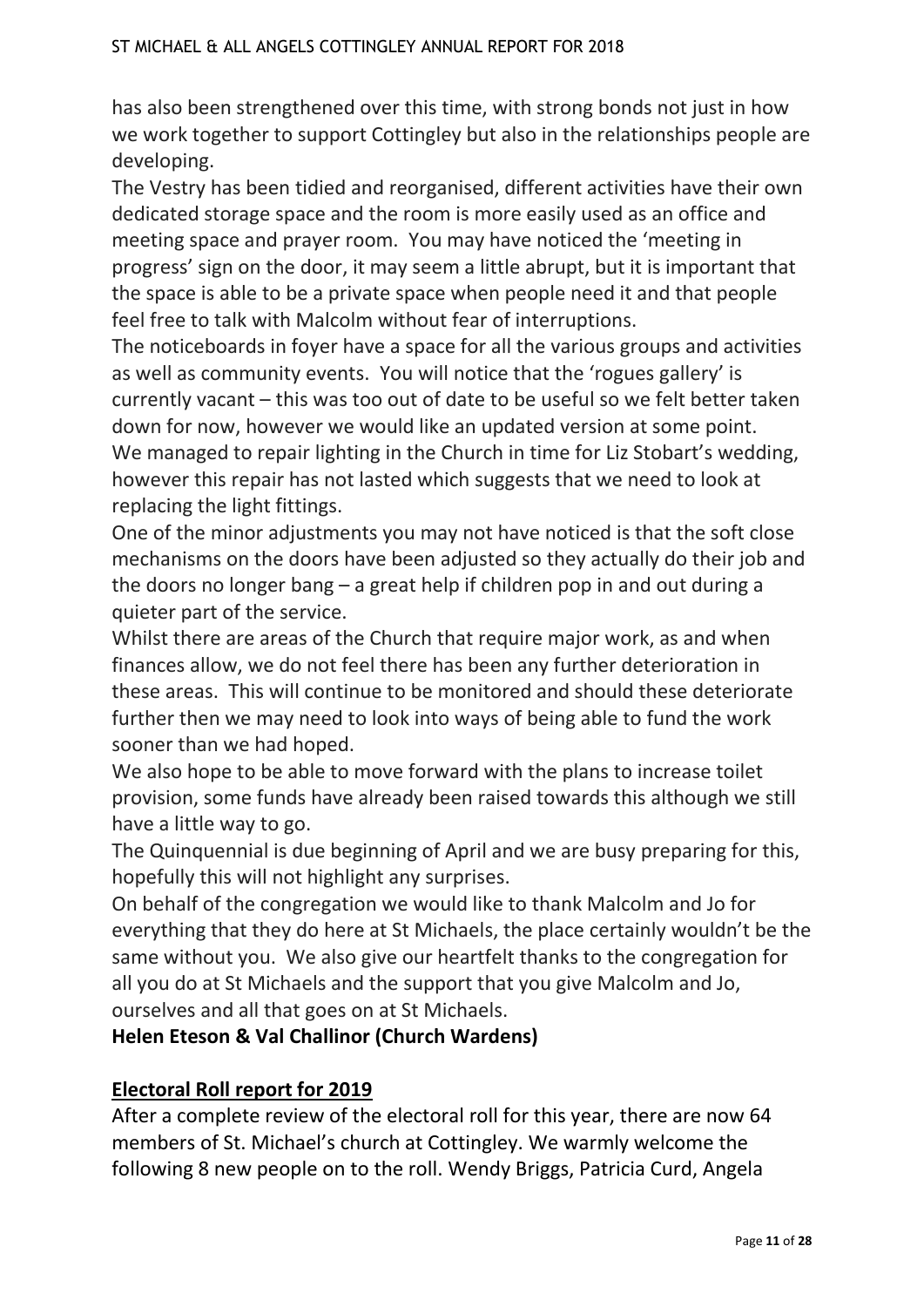has also been strengthened over this time, with strong bonds not just in how we work together to support Cottingley but also in the relationships people are developing.

The Vestry has been tidied and reorganised, different activities have their own dedicated storage space and the room is more easily used as an office and meeting space and prayer room. You may have noticed the 'meeting in progress' sign on the door, it may seem a little abrupt, but it is important that the space is able to be a private space when people need it and that people feel free to talk with Malcolm without fear of interruptions.

The noticeboards in foyer have a space for all the various groups and activities as well as community events. You will notice that the 'rogues gallery' is currently vacant – this was too out of date to be useful so we felt better taken down for now, however we would like an updated version at some point.

We managed to repair lighting in the Church in time for Liz Stobart's wedding, however this repair has not lasted which suggests that we need to look at replacing the light fittings.

One of the minor adjustments you may not have noticed is that the soft close mechanisms on the doors have been adjusted so they actually do their job and the doors no longer bang – a great help if children pop in and out during a quieter part of the service.

Whilst there are areas of the Church that require major work, as and when finances allow, we do not feel there has been any further deterioration in these areas. This will continue to be monitored and should these deteriorate further then we may need to look into ways of being able to fund the work sooner than we had hoped.

We also hope to be able to move forward with the plans to increase toilet provision, some funds have already been raised towards this although we still have a little way to go.

The Quinquennial is due beginning of April and we are busy preparing for this, hopefully this will not highlight any surprises.

On behalf of the congregation we would like to thank Malcolm and Jo for everything that they do here at St Michaels, the place certainly wouldn't be the same without you. We also give our heartfelt thanks to the congregation for all you do at St Michaels and the support that you give Malcolm and Jo, ourselves and all that goes on at St Michaels.

**Helen Eteson & Val Challinor (Church Wardens)**

## Electoral Roll report for 2019

After a complete review of the electoral roll for this year, there are now 64 members of St. Michael's church at Cottingley. We warmly welcome the following 8 new people on to the roll. Wendy Briggs, Patricia Curd, Angela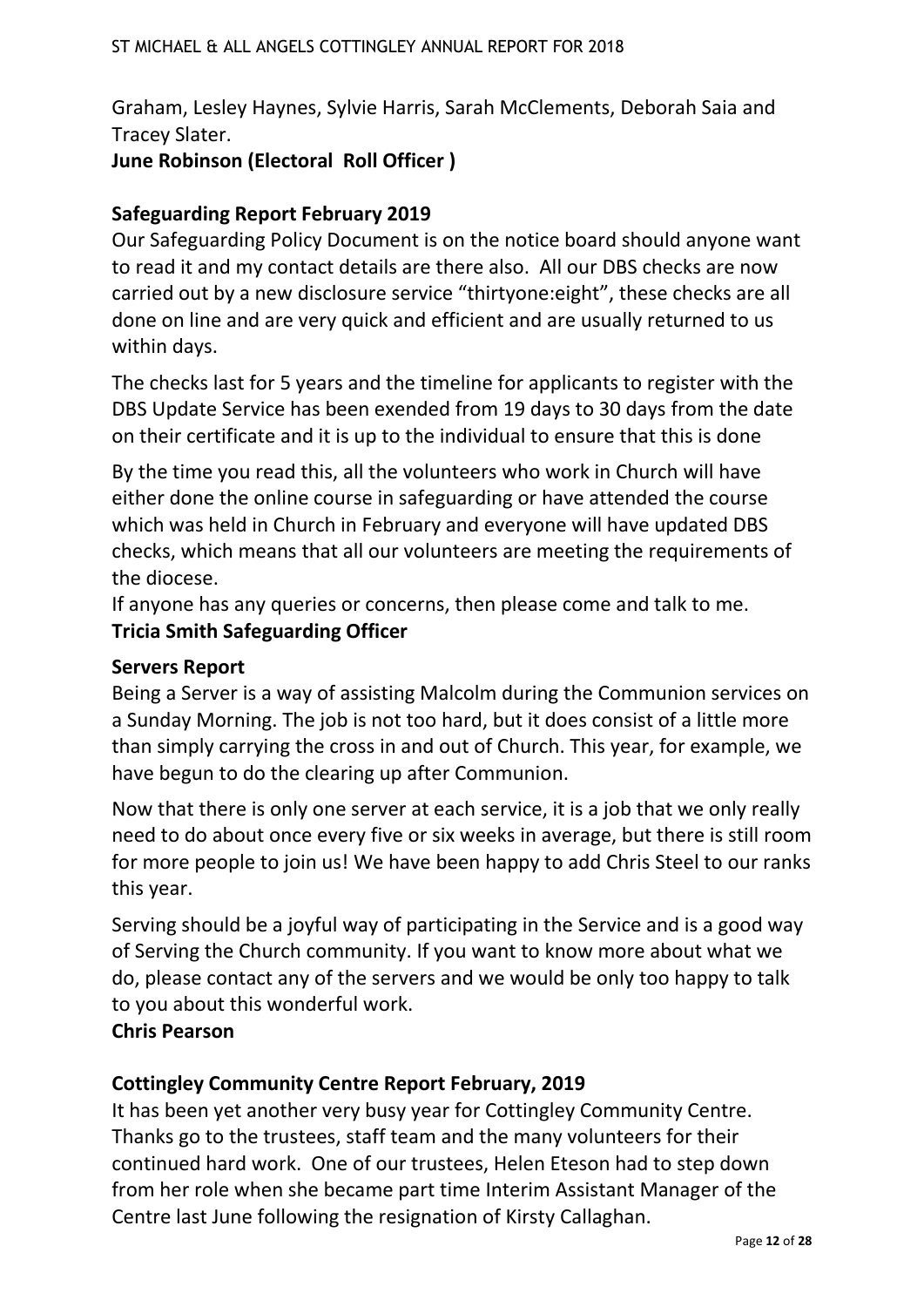Graham, Lesley Haynes, Sylvie Harris, Sarah McClements, Deborah Saia and Tracey Slater.

**June Robinson (Electoral Roll Officer )**

**Safeguarding Report February 2019**

Our Safeguarding Policy Document is on the notice board should anyone want to read it and my contact details are there also. All our DBS checks are now carried out by a new disclosure service "thirtyone:eight", these checks are all done on line and are very quick and efficient and are usually returned to us within days.

The checks last for 5 years and the timeline for applicants to register with the DBS Update Service has been exended from 19 days to 30 days from the date on their certificate and it is up to the individual to ensure that this is done

By the time you read this, all the volunteers who work in Church will have either done the online course in safeguarding or have attended the course which was held in Church in February and everyone will have updated DBS checks, which means that all our volunteers are meeting the requirements of the diocese.

If anyone has any queries or concerns, then please come and talk to me.

**Tricia Smith Safeguarding Officer**

**Servers Report**

Being a Server is a way of assisting Malcolm during the Communion services on a Sunday Morning. The job is not too hard, but it does consist of a little more than simply carrying the cross in and out of Church. This year, for example, we have begun to do the clearing up after Communion.

Now that there is only one server at each service, it is a job that we only really need to do about once every five or six weeks in average, but there is still room for more people to join us! We have been happy to add Chris Steel to our ranks this year.

Serving should be a joyful way of participating in the Service and is a good way of Serving the Church community. If you want to know more about what we do, please contact any of the servers and we would be only too happy to talk to you about this wonderful work.

**Chris Pearson**

**Cottingley Community Centre Report February, 2019**

It has been yet another very busy year for Cottingley Community Centre. Thanks go to the trustees, staff team and the many volunteers for their continued hard work. One of our trustees, Helen Eteson had to step down from her role when she became part time Interim Assistant Manager of the Centre last June following the resignation of Kirsty Callaghan.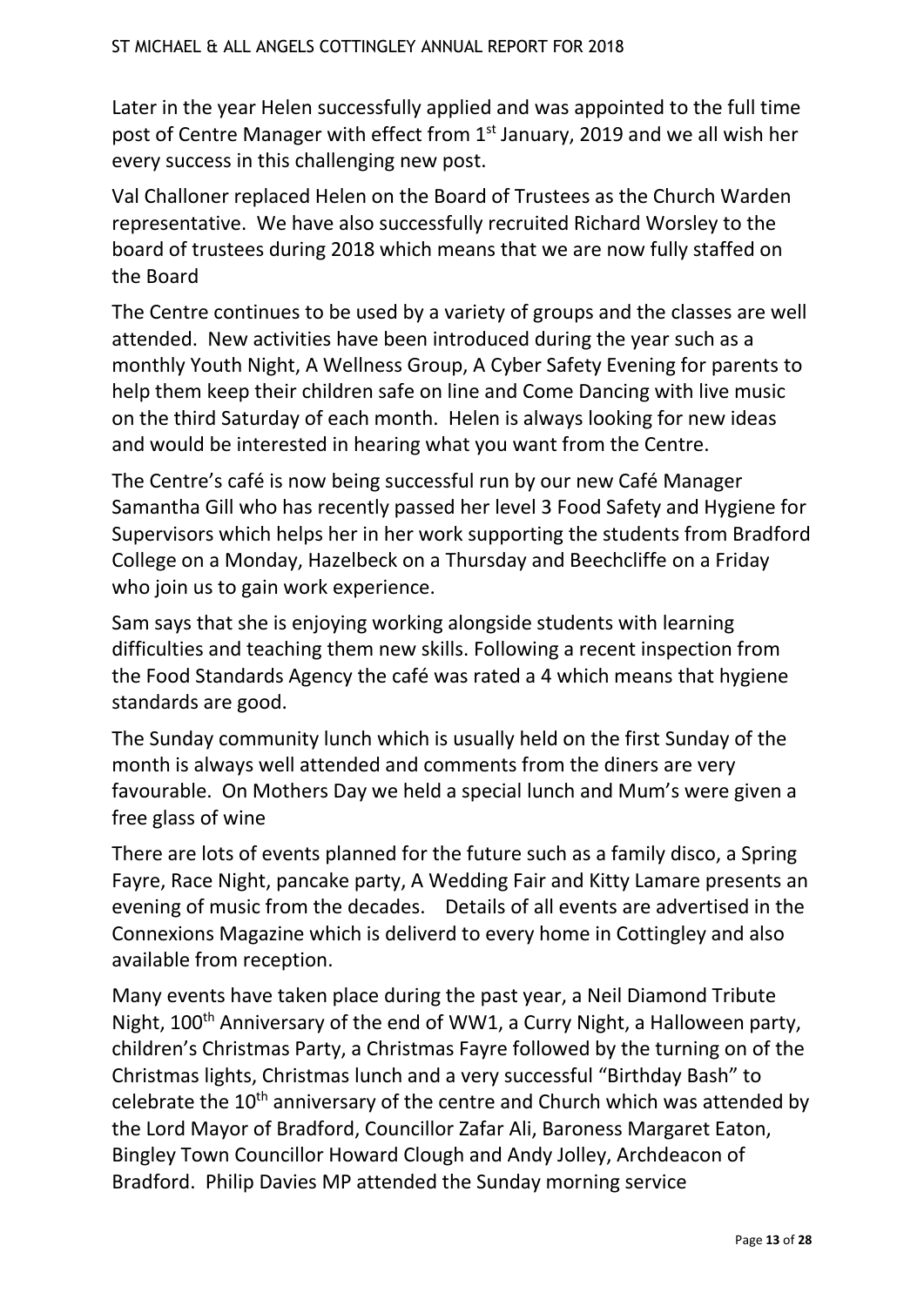Later in the year Helen successfully applied and was appointed to the full time post of Centre Manager with effect from 1st January, 2019 and we all wish her every success in this challenging new post.

Val Challoner replaced Helen on the Board of Trustees as the Church Warden representative. We have also successfully recruited Richard Worsley to the board of trustees during 2018 which means that we are now fully staffed on the Board

The Centre continues to be used by a variety of groups and the classes are well attended. New activities have been introduced during the year such as a monthly Youth Night, A Wellness Group, A Cyber Safety Evening for parents to help them keep their children safe on line and Come Dancing with live music on the third Saturday of each month. Helen is always looking for new ideas and would be interested in hearing what you want from the Centre.

The Centre's café is now being successful run by our new Café Manager Samantha Gill who has recently passed her level 3 Food Safety and Hygiene for Supervisors which helps her in her work supporting the students from Bradford College on a Monday, Hazelbeck on a Thursday and Beechcliffe on a Friday who join us to gain work experience.

Sam says that she is enjoying working alongside students with learning difficulties and teaching them new skills. Following a recent inspection from the Food Standards Agency the café was rated a 4 which means that hygiene standards are good.

The Sunday community lunch which is usually held on the first Sunday of the month is always well attended and comments from the diners are very favourable. On Mothers Day we held a special lunch and Mum's were given a free glass of wine

There are lots of events planned for the future such as a family disco, a Spring Fayre, Race Night, pancake party, A Wedding Fair and Kitty Lamare presents an evening of music from the decades. Details of all events are advertised in the Connexions Magazine which is deliverd to every home in Cottingley and also available from reception.

Many events have taken place during the past year, a Neil Diamond Tribute Night, 100th Anniversary of the end of WW1, a Curry Night, a Halloween party, children's Christmas Party, a Christmas Fayre followed by the turning on of the Christmas lights, Christmas lunch and a very successful "Birthday Bash" to celebrate the 10th anniversary of the centre and Church which was attended by the Lord Mayor of Bradford, Councillor Zafar Ali, Baroness Margaret Eaton, Bingley Town Councillor Howard Clough and Andy Jolley, Archdeacon of Bradford. Philip Davies MP attended the Sunday morning service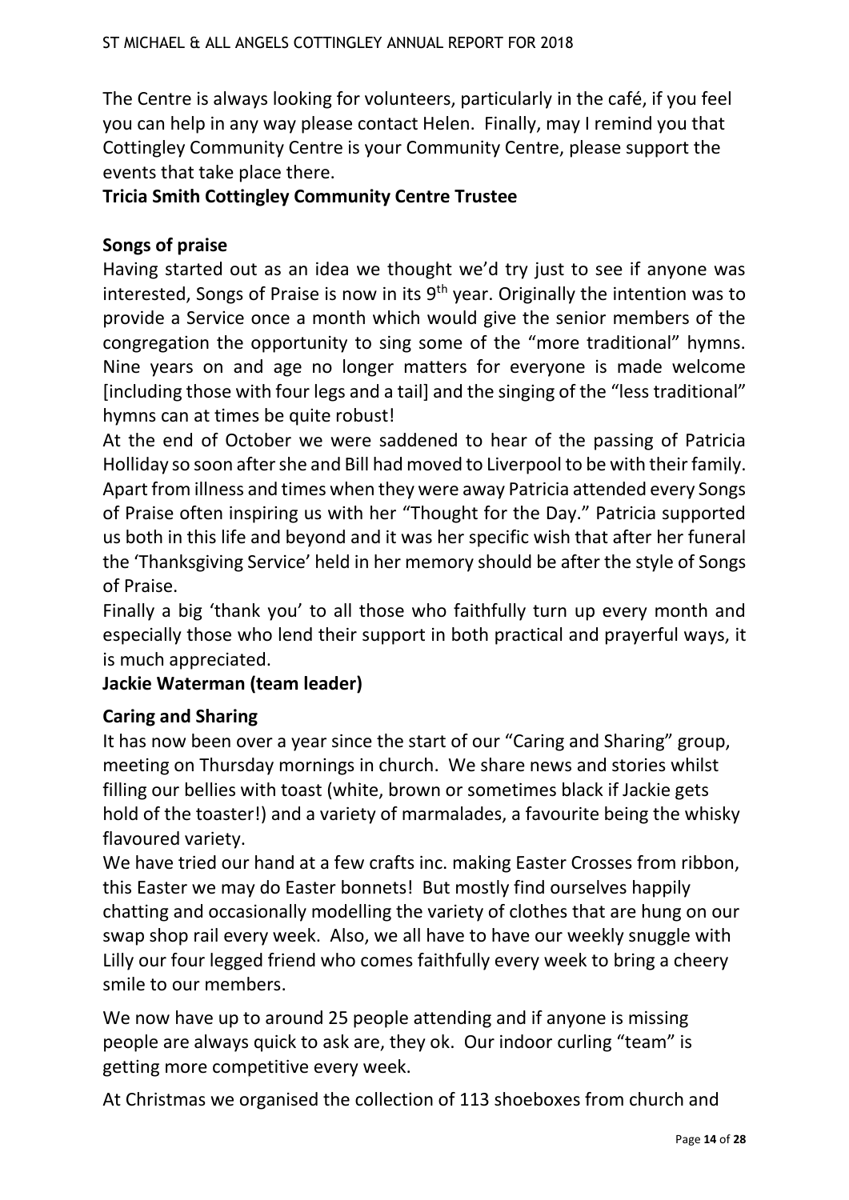The Centre is always looking for volunteers, particularly in the café, if you feel you can help in any way please contact Helen. Finally, may I remind you that Cottingley Community Centre is your Community Centre, please support the events that take place there.

**Tricia Smith Cottingley Community Centre Trustee**

**Songs of praise**

Having started out as an idea we thought we'd try just to see if anyone was interested, Songs of Praise is now in its 9th year. Originally the intention was to provide a Service once a month which would give the senior members of the congregation the opportunity to sing some of the "more traditional" hymns. Nine years on and age no longer matters for everyone is made welcome [including those with four legs and a tail] and the singing of the "less traditional" hymns can at times be quite robust!

At the end of October we were saddened to hear of the passing of Patricia Holliday so soon after she and Bill had moved to Liverpool to be with their family. Apart from illness and times when they were away Patricia attended every Songs of Praise often inspiring us with her "Thought for the Day." Patricia supported us both in this life and beyond and it was her specific wish that after her funeral the 'Thanksgiving Service' held in her memory should be after the style of Songs of Praise.

Finally a big 'thank you' to all those who faithfully turn up every month and especially those who lend their support in both practical and prayerful ways, it is much appreciated.

**Jackie Waterman (team leader)**

**Caring and Sharing**

It has now been over a year since the start of our "Caring and Sharing" group, meeting on Thursday mornings in church. We share news and stories whilst filling our bellies with toast (white, brown or sometimes black if Jackie gets hold of the toaster!) and a variety of marmalades, a favourite being the whisky flavoured variety.

We have tried our hand at a few crafts inc. making Easter Crosses from ribbon, this Easter we may do Easter bonnets! But mostly find ourselves happily chatting and occasionally modelling the variety of clothes that are hung on our swap shop rail every week. Also, we all have to have our weekly snuggle with Lilly our four legged friend who comes faithfully every week to bring a cheery smile to our members.

We now have up to around 25 people attending and if anyone is missing people are always quick to ask are, they ok. Our indoor curling "team" is getting more competitive every week.

At Christmas we organised the collection of 113 shoeboxes from church and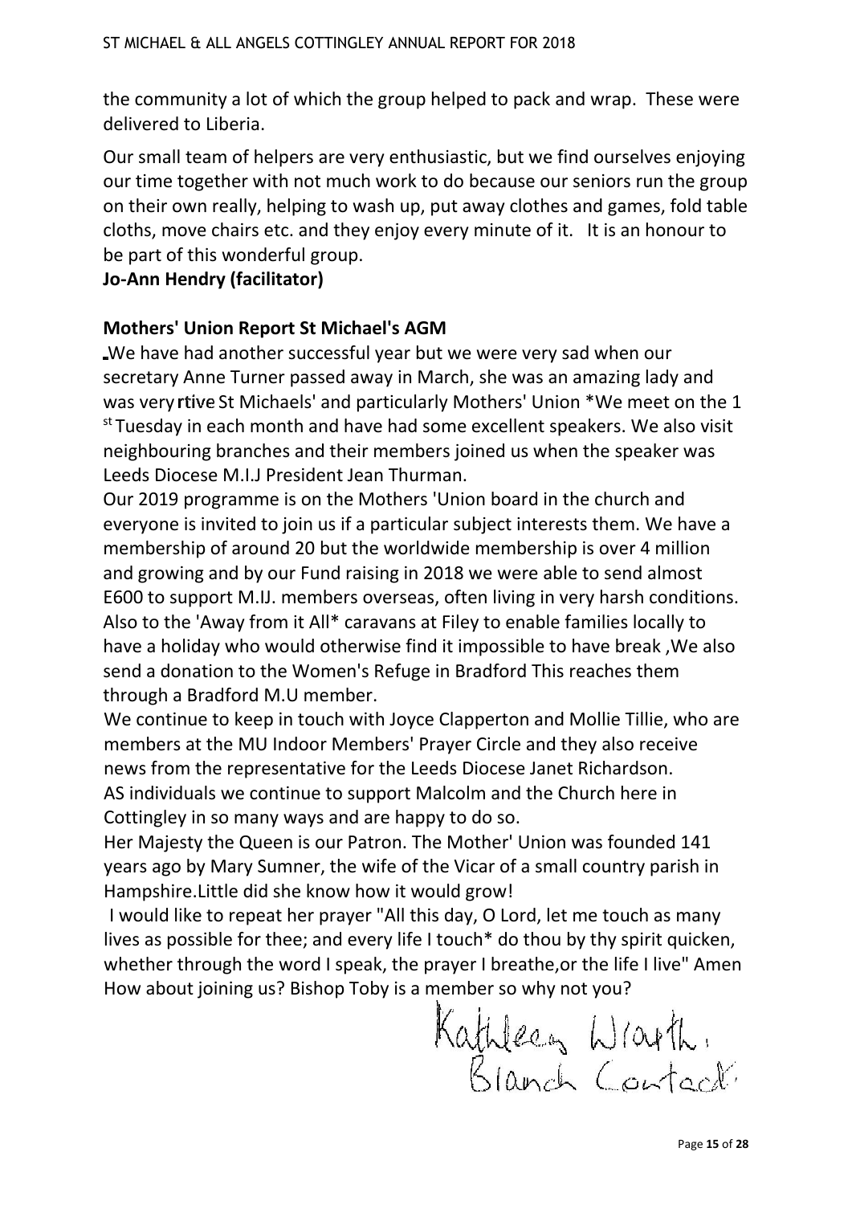the community a lot of which the group helped to pack and wrap. These were delivered to Liberia.

Our small team of helpers are very enthusiastic, but we find ourselves enjoying our time together with not much work to do because our seniors run the group on their own really, helping to wash up, put away clothes and games, fold table cloths, move chairs etc. and they enjoy every minute of it. It is an honour to be part of this wonderful group.

**Jo-Ann Hendry (facilitator)**

## Mothers' Union Report St Michael's AGM

We have had another successful year but we were very sad when our secretary Anne Turner passed away in March, she was an amazing lady and was very rtive St Michaels' and particularly Mothers' Union *We meet on the 1st Tuesday in each month and have had some excellent speakers. We also visit neighbouring branches and their members joined us when the speaker was Leeds Diocese M.I.J President Jean Thurman.

Our 2019 programme is on the Mothers 'Union board in the church and everyone is invited to join us if a particular subject interests them. We have a membership of around 20 but the worldwide membership is over 4 million and growing and by our Fund raising in 2018 we were able to send almost E600 to support M.IJ. members overseas, often living in very harsh conditions. Also to the 'Away from it All* caravans at Filey to enable families locally to have a holiday who would otherwise find it impossible to have break ,We also send a donation to the Women's Refuge in Bradford This reaches them through a Bradford M.U member.

We continue to keep in touch with Joyce Clapperton and Mollie Tillie, who are members at the MU Indoor Members' Prayer Circle and they also receive news from the representative for the Leeds Diocese Janet Richardson.

AS individuals we continue to support Malcolm and the Church here in Cottingley in so many ways and are happy to do so.

Her Majesty the Queen is our Patron. The Mother' Union was founded 141 years ago by Mary Sumner, the wife of the Vicar of a small country parish in Hampshire.Little did she know how it would grow!

I would like to repeat her prayer "All this day, O Lord, let me touch as many lives as possible for thee; and every life I touch* do thou by thy spirit quicken, whether through the word I speak, the prayer I breathe,or the life I live" Amen

How about joining us? Bishop Toby is a member so why not you?

Kathleen Wrath.
Branch Contact.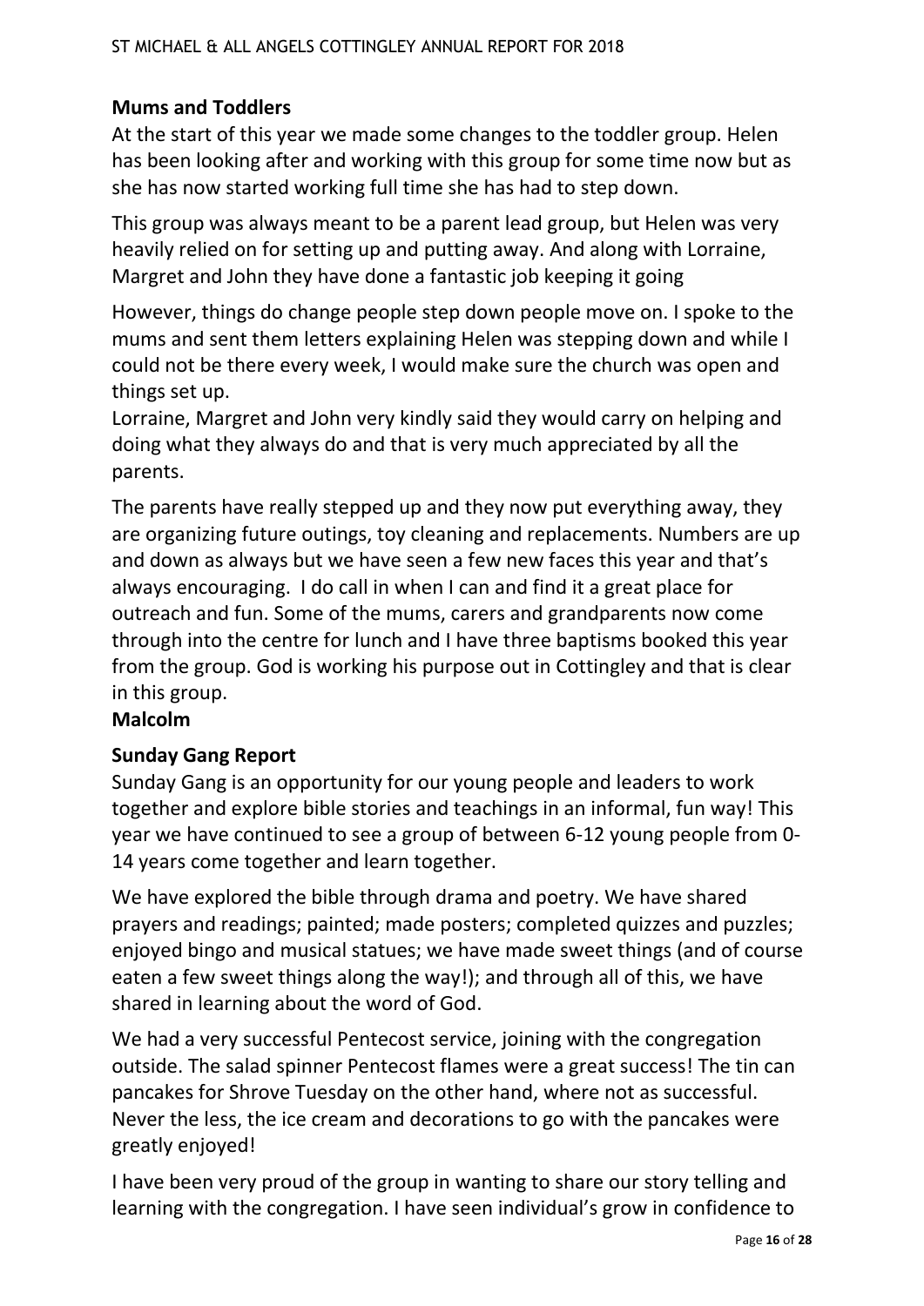## Mums and Toddlers

At the start of this year we made some changes to the toddler group. Helen has been looking after and working with this group for some time now but as she has now started working full time she has had to step down.

This group was always meant to be a parent lead group, but Helen was very heavily relied on for setting up and putting away. And along with Lorraine, Margret and John they have done a fantastic job keeping it going

However, things do change people step down people move on. I spoke to the mums and sent them letters explaining Helen was stepping down and while I could not be there every week, I would make sure the church was open and things set up.
Lorraine, Margret and John very kindly said they would carry on helping and doing what they always do and that is very much appreciated by all the parents.

The parents have really stepped up and they now put everything away, they are organizing future outings, toy cleaning and replacements. Numbers are up and down as always but we have seen a few new faces this year and that's always encouraging. I do call in when I can and find it a great place for outreach and fun. Some of the mums, carers and grandparents now come through into the centre for lunch and I have three baptisms booked this year from the group. God is working his purpose out in Cottingley and that is clear in this group.

**Malcolm**

## Sunday Gang Report

Sunday Gang is an opportunity for our young people and leaders to work together and explore bible stories and teachings in an informal, fun way! This year we have continued to see a group of between 6-12 young people from 0-14 years come together and learn together.

We have explored the bible through drama and poetry. We have shared prayers and readings; painted; made posters; completed quizzes and puzzles; enjoyed bingo and musical statues; we have made sweet things (and of course eaten a few sweet things along the way!); and through all of this, we have shared in learning about the word of God.

We had a very successful Pentecost service, joining with the congregation outside. The salad spinner Pentecost flames were a great success! The tin can pancakes for Shrove Tuesday on the other hand, where not as successful. Never the less, the ice cream and decorations to go with the pancakes were greatly enjoyed!

I have been very proud of the group in wanting to share our story telling and learning with the congregation. I have seen individual's grow in confidence to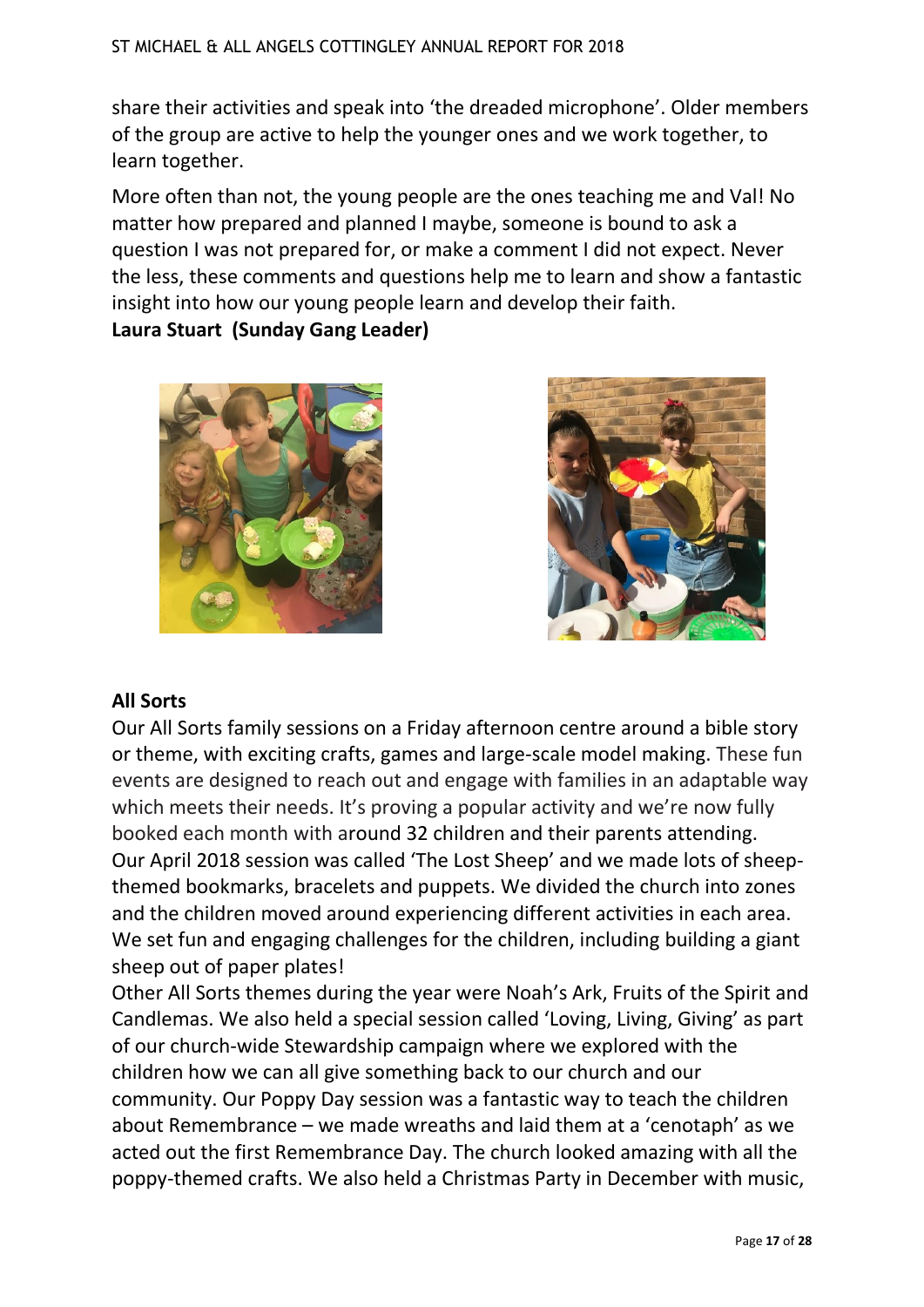share their activities and speak into 'the dreaded microphone'. Older members of the group are active to help the younger ones and we work together, to learn together.

More often than not, the young people are the ones teaching me and Val! No matter how prepared and planned I maybe, someone is bound to ask a question I was not prepared for, or make a comment I did not expect. Never the less, these comments and questions help me to learn and show a fantastic insight into how our young people learn and develop their faith.

**Laura Stuart (Sunday Gang Leader)**

## All Sorts

Our All Sorts family sessions on a Friday afternoon centre around a bible story or theme, with exciting crafts, games and large-scale model making. These fun events are designed to reach out and engage with families in an adaptable way which meets their needs. It's proving a popular activity and we're now fully booked each month with around 32 children and their parents attending.

Our April 2018 session was called 'The Lost Sheep' and we made lots of sheep-themed bookmarks, bracelets and puppets. We divided the church into zones and the children moved around experiencing different activities in each area. We set fun and engaging challenges for the children, including building a giant sheep out of paper plates!

Other All Sorts themes during the year were Noah's Ark, Fruits of the Spirit and Candlemas. We also held a special session called 'Loving, Living, Giving' as part of our church-wide Stewardship campaign where we explored with the children how we can all give something back to our church and our community. Our Poppy Day session was a fantastic way to teach the children about Remembrance – we made wreaths and laid them at a 'cenotaph' as we acted out the first Remembrance Day. The church looked amazing with all the poppy-themed crafts. We also held a Christmas Party in December with music,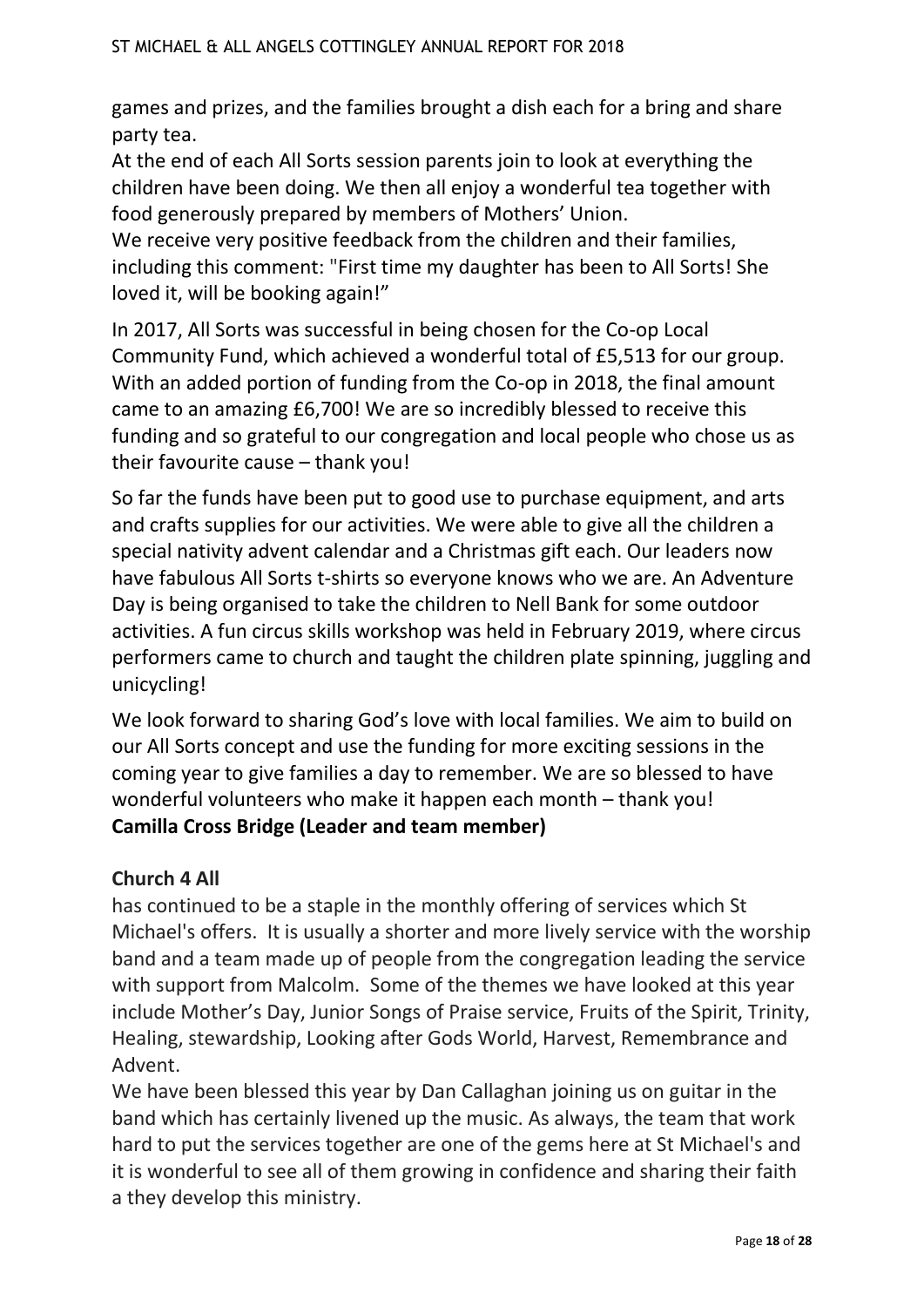games and prizes, and the families brought a dish each for a bring and share party tea.

At the end of each All Sorts session parents join to look at everything the children have been doing. We then all enjoy a wonderful tea together with food generously prepared by members of Mothers' Union.

We receive very positive feedback from the children and their families, including this comment: "First time my daughter has been to All Sorts! She loved it, will be booking again!"

In 2017, All Sorts was successful in being chosen for the Co-op Local Community Fund, which achieved a wonderful total of £5,513 for our group. With an added portion of funding from the Co-op in 2018, the final amount came to an amazing £6,700! We are so incredibly blessed to receive this funding and so grateful to our congregation and local people who chose us as their favourite cause – thank you!

So far the funds have been put to good use to purchase equipment, and arts and crafts supplies for our activities. We were able to give all the children a special nativity advent calendar and a Christmas gift each. Our leaders now have fabulous All Sorts t-shirts so everyone knows who we are. An Adventure Day is being organised to take the children to Nell Bank for some outdoor activities. A fun circus skills workshop was held in February 2019, where circus performers came to church and taught the children plate spinning, juggling and unicycling!

We look forward to sharing God's love with local families. We aim to build on our All Sorts concept and use the funding for more exciting sessions in the coming year to give families a day to remember. We are so blessed to have wonderful volunteers who make it happen each month – thank you!

**Camilla Cross Bridge (Leader and team member)**

**Church 4 All**

has continued to be a staple in the monthly offering of services which St Michael's offers. It is usually a shorter and more lively service with the worship band and a team made up of people from the congregation leading the service with support from Malcolm. Some of the themes we have looked at this year include Mother's Day, Junior Songs of Praise service, Fruits of the Spirit, Trinity, Healing, stewardship, Looking after Gods World, Harvest, Remembrance and Advent.

We have been blessed this year by Dan Callaghan joining us on guitar in the band which has certainly livened up the music. As always, the team that work hard to put the services together are one of the gems here at St Michael's and it is wonderful to see all of them growing in confidence and sharing their faith a they develop this ministry.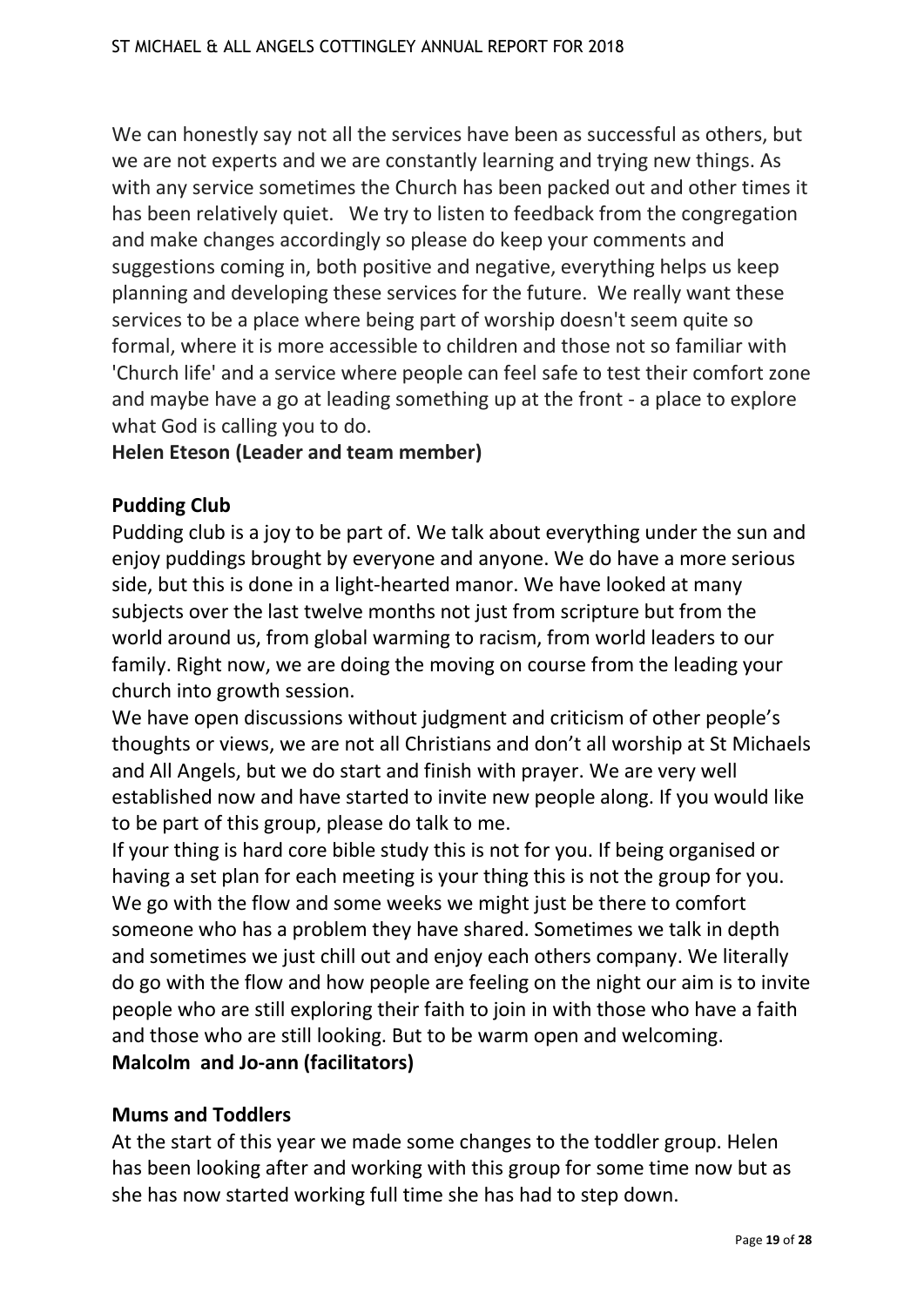We can honestly say not all the services have been as successful as others, but we are not experts and we are constantly learning and trying new things. As with any service sometimes the Church has been packed out and other times it has been relatively quiet. We try to listen to feedback from the congregation and make changes accordingly so please do keep your comments and suggestions coming in, both positive and negative, everything helps us keep planning and developing these services for the future. We really want these services to be a place where being part of worship doesn't seem quite so formal, where it is more accessible to children and those not so familiar with 'Church life' and a service where people can feel safe to test their comfort zone and maybe have a go at leading something up at the front - a place to explore what God is calling you to do.

**Helen Eteson (Leader and team member)**

**Pudding Club**

Pudding club is a joy to be part of. We talk about everything under the sun and enjoy puddings brought by everyone and anyone. We do have a more serious side, but this is done in a light-hearted manor. We have looked at many subjects over the last twelve months not just from scripture but from the world around us, from global warming to racism, from world leaders to our family. Right now, we are doing the moving on course from the leading your church into growth session.

We have open discussions without judgment and criticism of other people's thoughts or views, we are not all Christians and don't all worship at St Michaels and All Angels, but we do start and finish with prayer. We are very well established now and have started to invite new people along. If you would like to be part of this group, please do talk to me.

If your thing is hard core bible study this is not for you. If being organised or having a set plan for each meeting is your thing this is not the group for you. We go with the flow and some weeks we might just be there to comfort someone who has a problem they have shared. Sometimes we talk in depth and sometimes we just chill out and enjoy each others company. We literally do go with the flow and how people are feeling on the night our aim is to invite people who are still exploring their faith to join in with those who have a faith and those who are still looking. But to be warm open and welcoming.

**Malcolm and Jo-ann (facilitators)**

**Mums and Toddlers**

At the start of this year we made some changes to the toddler group. Helen has been looking after and working with this group for some time now but as she has now started working full time she has had to step down.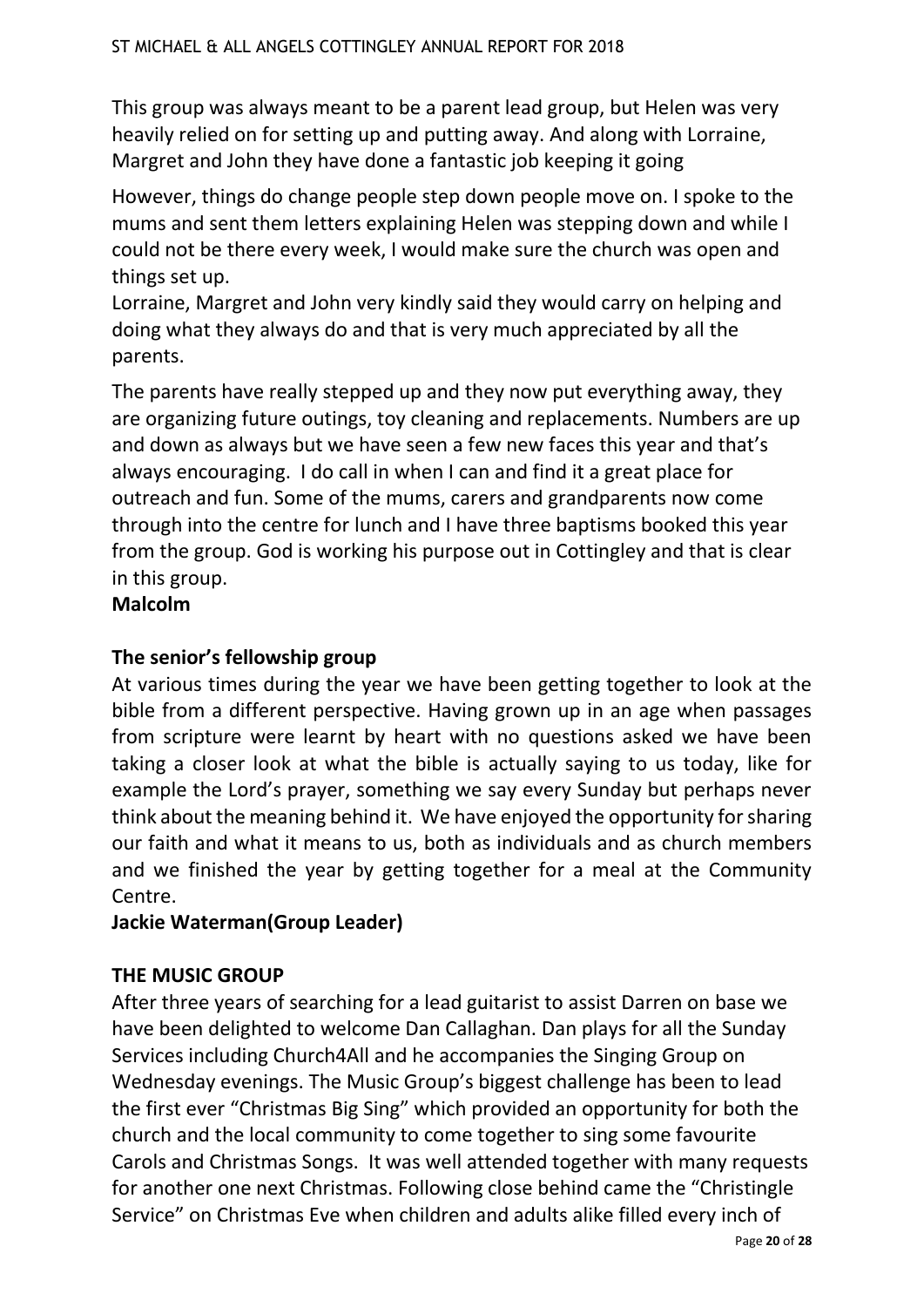This group was always meant to be a parent lead group, but Helen was very heavily relied on for setting up and putting away. And along with Lorraine, Margret and John they have done a fantastic job keeping it going

However, things do change people step down people move on. I spoke to the mums and sent them letters explaining Helen was stepping down and while I could not be there every week, I would make sure the church was open and things set up.
Lorraine, Margret and John very kindly said they would carry on helping and doing what they always do and that is very much appreciated by all the parents.

The parents have really stepped up and they now put everything away, they are organizing future outings, toy cleaning and replacements. Numbers are up and down as always but we have seen a few new faces this year and that's always encouraging. I do call in when I can and find it a great place for outreach and fun. Some of the mums, carers and grandparents now come through into the centre for lunch and I have three baptisms booked this year from the group. God is working his purpose out in Cottingley and that is clear in this group.
**Malcolm**

## The senior's fellowship group

At various times during the year we have been getting together to look at the bible from a different perspective. Having grown up in an age when passages from scripture were learnt by heart with no questions asked we have been taking a closer look at what the bible is actually saying to us today, like for example the Lord's prayer, something we say every Sunday but perhaps never think about the meaning behind it. We have enjoyed the opportunity for sharing our faith and what it means to us, both as individuals and as church members and we finished the year by getting together for a meal at the Community Centre.
**Jackie Waterman(Group Leader)**

## THE MUSIC GROUP

After three years of searching for a lead guitarist to assist Darren on base we have been delighted to welcome Dan Callaghan. Dan plays for all the Sunday Services including Church4All and he accompanies the Singing Group on Wednesday evenings. The Music Group's biggest challenge has been to lead the first ever "Christmas Big Sing" which provided an opportunity for both the church and the local community to come together to sing some favourite Carols and Christmas Songs. It was well attended together with many requests for another one next Christmas. Following close behind came the "Christingle Service" on Christmas Eve when children and adults alike filled every inch of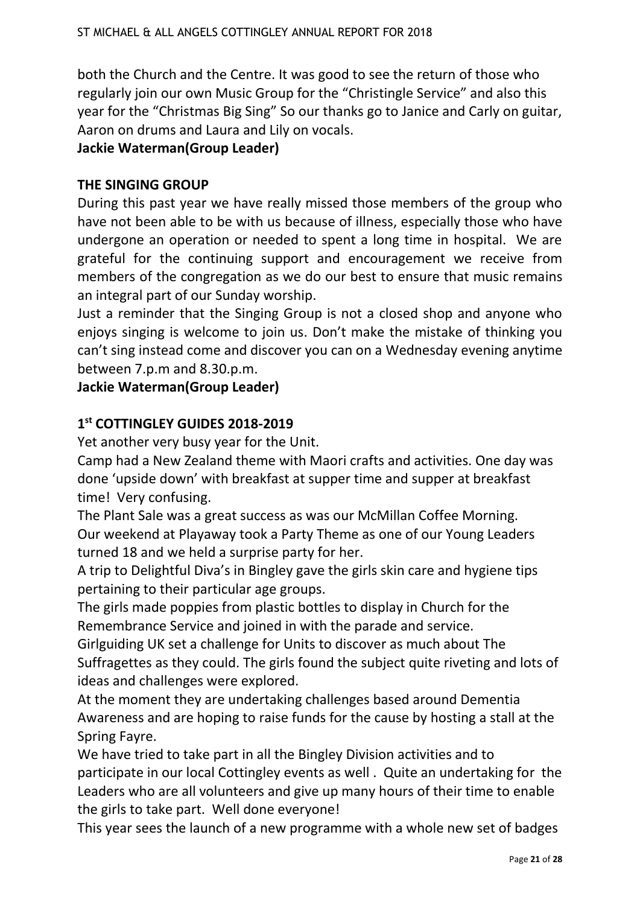both the Church and the Centre. It was good to see the return of those who regularly join our own Music Group for the "Christingle Service" and also this year for the "Christmas Big Sing" So our thanks go to Janice and Carly on guitar, Aaron on drums and Laura and Lily on vocals.

**Jackie Waterman(Group Leader)**

## THE SINGING GROUP

During this past year we have really missed those members of the group who have not been able to be with us because of illness, especially those who have undergone an operation or needed to spent a long time in hospital. We are grateful for the continuing support and encouragement we receive from members of the congregation as we do our best to ensure that music remains an integral part of our Sunday worship.

Just a reminder that the Singing Group is not a closed shop and anyone who enjoys singing is welcome to join us. Don't make the mistake of thinking you can't sing instead come and discover you can on a Wednesday evening anytime between 7.p.m and 8.30.p.m.

**Jackie Waterman(Group Leader)**

## 1st COTTINGLEY GUIDES 2018-2019

Yet another very busy year for the Unit.

Camp had a New Zealand theme with Maori crafts and activities. One day was done 'upside down' with breakfast at supper time and supper at breakfast time! Very confusing.

The Plant Sale was a great success as was our McMillan Coffee Morning.

Our weekend at Playaway took a Party Theme as one of our Young Leaders turned 18 and we held a surprise party for her.

A trip to Delightful Diva's in Bingley gave the girls skin care and hygiene tips pertaining to their particular age groups.

The girls made poppies from plastic bottles to display in Church for the Remembrance Service and joined in with the parade and service.

Girlguiding UK set a challenge for Units to discover as much about The Suffragettes as they could. The girls found the subject quite riveting and lots of ideas and challenges were explored.

At the moment they are undertaking challenges based around Dementia Awareness and are hoping to raise funds for the cause by hosting a stall at the Spring Fayre.

We have tried to take part in all the Bingley Division activities and to participate in our local Cottingley events as well . Quite an undertaking for the Leaders who are all volunteers and give up many hours of their time to enable the girls to take part. Well done everyone!

This year sees the launch of a new programme with a whole new set of badges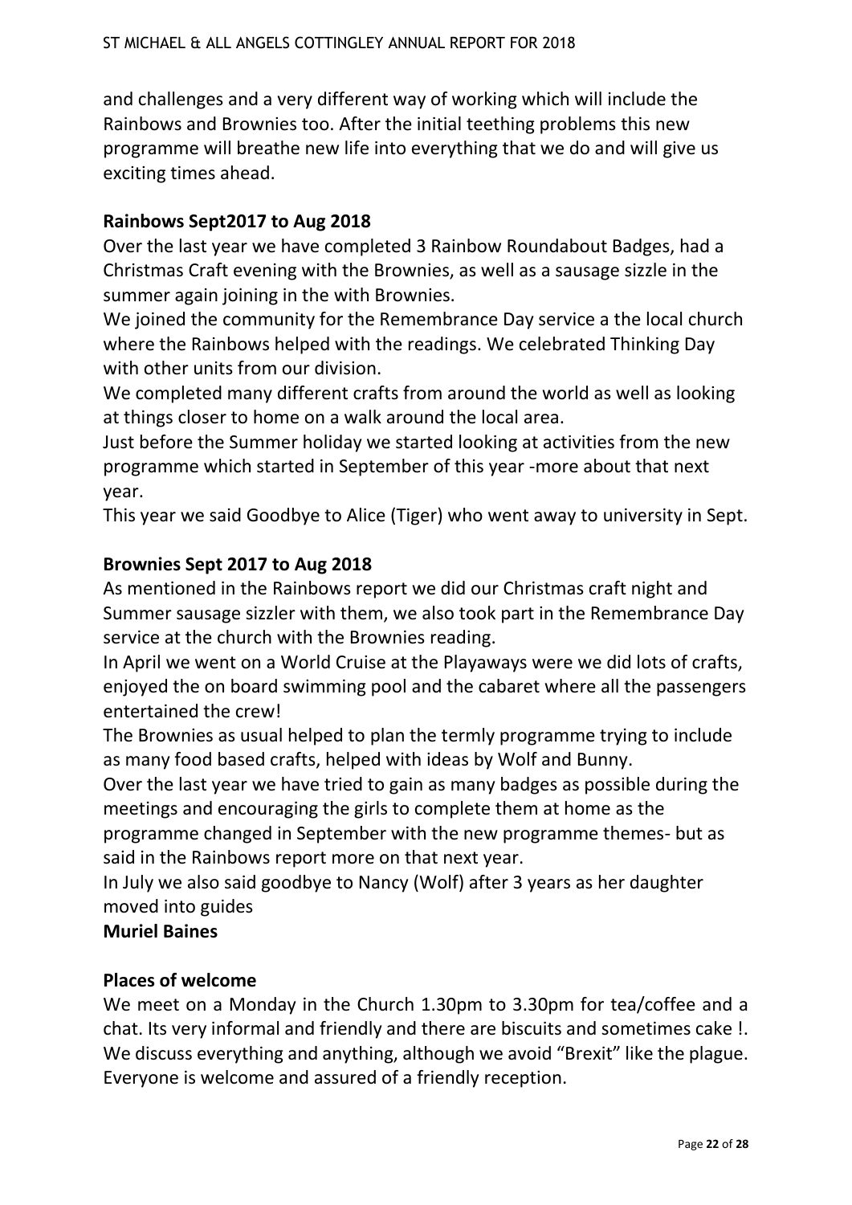and challenges and a very different way of working which will include the Rainbows and Brownies too. After the initial teething problems this new programme will breathe new life into everything that we do and will give us exciting times ahead.

**Rainbows Sept2017 to Aug 2018**

Over the last year we have completed 3 Rainbow Roundabout Badges, had a Christmas Craft evening with the Brownies, as well as a sausage sizzle in the summer again joining in the with Brownies.

We joined the community for the Remembrance Day service a the local church where the Rainbows helped with the readings. We celebrated Thinking Day with other units from our division.

We completed many different crafts from around the world as well as looking at things closer to home on a walk around the local area.

Just before the Summer holiday we started looking at activities from the new programme which started in September of this year -more about that next year.

This year we said Goodbye to Alice (Tiger) who went away to university in Sept.

**Brownies Sept 2017 to Aug 2018**

As mentioned in the Rainbows report we did our Christmas craft night and Summer sausage sizzler with them, we also took part in the Remembrance Day service at the church with the Brownies reading.

In April we went on a World Cruise at the Playaways were we did lots of crafts, enjoyed the on board swimming pool and the cabaret where all the passengers entertained the crew!

The Brownies as usual helped to plan the termly programme trying to include as many food based crafts, helped with ideas by Wolf and Bunny.

Over the last year we have tried to gain as many badges as possible during the meetings and encouraging the girls to complete them at home as the programme changed in September with the new programme themes- but as said in the Rainbows report more on that next year.

In July we also said goodbye to Nancy (Wolf) after 3 years as her daughter moved into guides

**Muriel Baines**

**Places of welcome**

We meet on a Monday in the Church 1.30pm to 3.30pm for tea/coffee and a chat. Its very informal and friendly and there are biscuits and sometimes cake !. We discuss everything and anything, although we avoid "Brexit" like the plague. Everyone is welcome and assured of a friendly reception.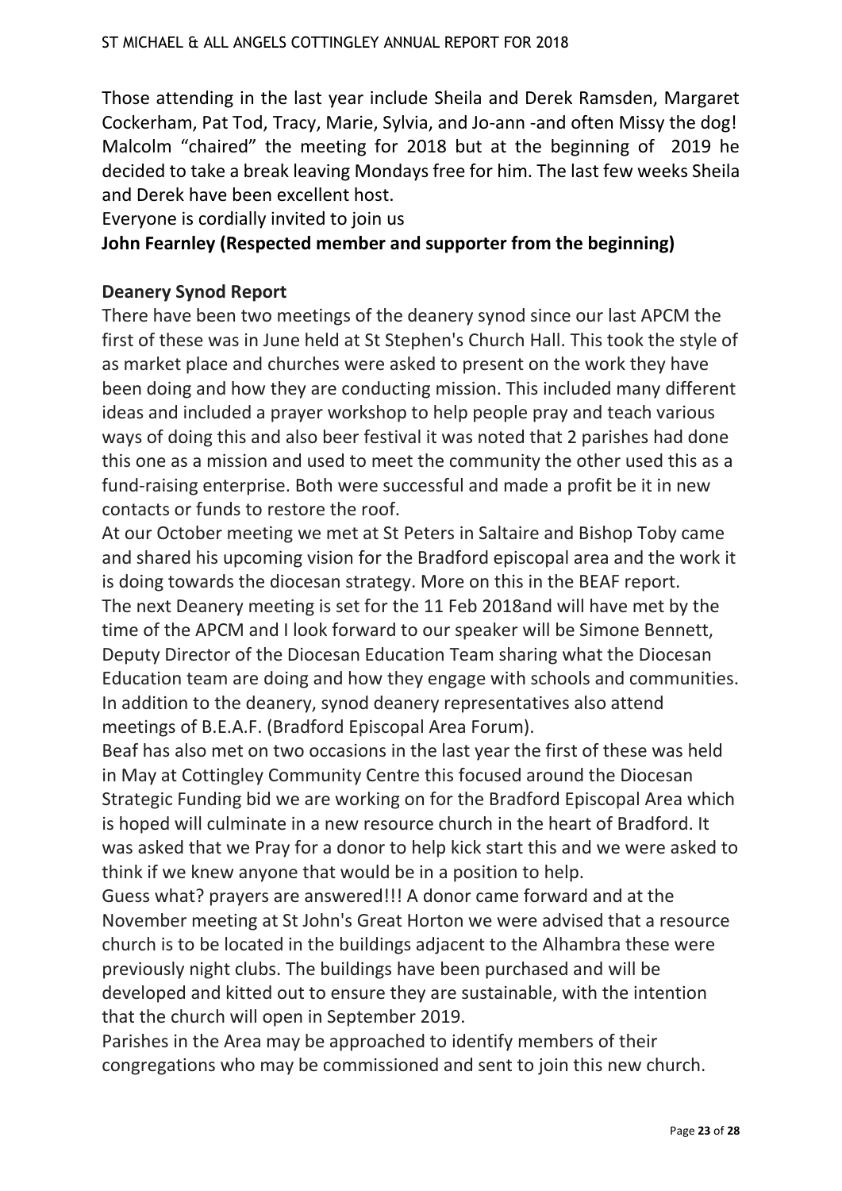Those attending in the last year include Sheila and Derek Ramsden, Margaret Cockerham, Pat Tod, Tracy, Marie, Sylvia, and Jo-ann -and often Missy the dog! Malcolm "chaired" the meeting for 2018 but at the beginning of 2019 he decided to take a break leaving Mondays free for him. The last few weeks Sheila and Derek have been excellent host.

Everyone is cordially invited to join us

**John Fearnley (Respected member and supporter from the beginning)**

**Deanery Synod Report**

There have been two meetings of the deanery synod since our last APCM the first of these was in June held at St Stephen's Church Hall. This took the style of as market place and churches were asked to present on the work they have been doing and how they are conducting mission. This included many different ideas and included a prayer workshop to help people pray and teach various ways of doing this and also beer festival it was noted that 2 parishes had done this one as a mission and used to meet the community the other used this as a fund-raising enterprise. Both were successful and made a profit be it in new contacts or funds to restore the roof.

At our October meeting we met at St Peters in Saltaire and Bishop Toby came and shared his upcoming vision for the Bradford episcopal area and the work it is doing towards the diocesan strategy. More on this in the BEAF report.

The next Deanery meeting is set for the 11 Feb 2018and will have met by the time of the APCM and I look forward to our speaker will be Simone Bennett, Deputy Director of the Diocesan Education Team sharing what the Diocesan Education team are doing and how they engage with schools and communities.

In addition to the deanery, synod deanery representatives also attend meetings of B.E.A.F. (Bradford Episcopal Area Forum).

Beaf has also met on two occasions in the last year the first of these was held in May at Cottingley Community Centre this focused around the Diocesan Strategic Funding bid we are working on for the Bradford Episcopal Area which is hoped will culminate in a new resource church in the heart of Bradford. It was asked that we Pray for a donor to help kick start this and we were asked to think if we knew anyone that would be in a position to help.

Guess what? prayers are answered!!! A donor came forward and at the November meeting at St John's Great Horton we were advised that a resource church is to be located in the buildings adjacent to the Alhambra these were previously night clubs. The buildings have been purchased and will be developed and kitted out to ensure they are sustainable, with the intention that the church will open in September 2019.

Parishes in the Area may be approached to identify members of their congregations who may be commissioned and sent to join this new church.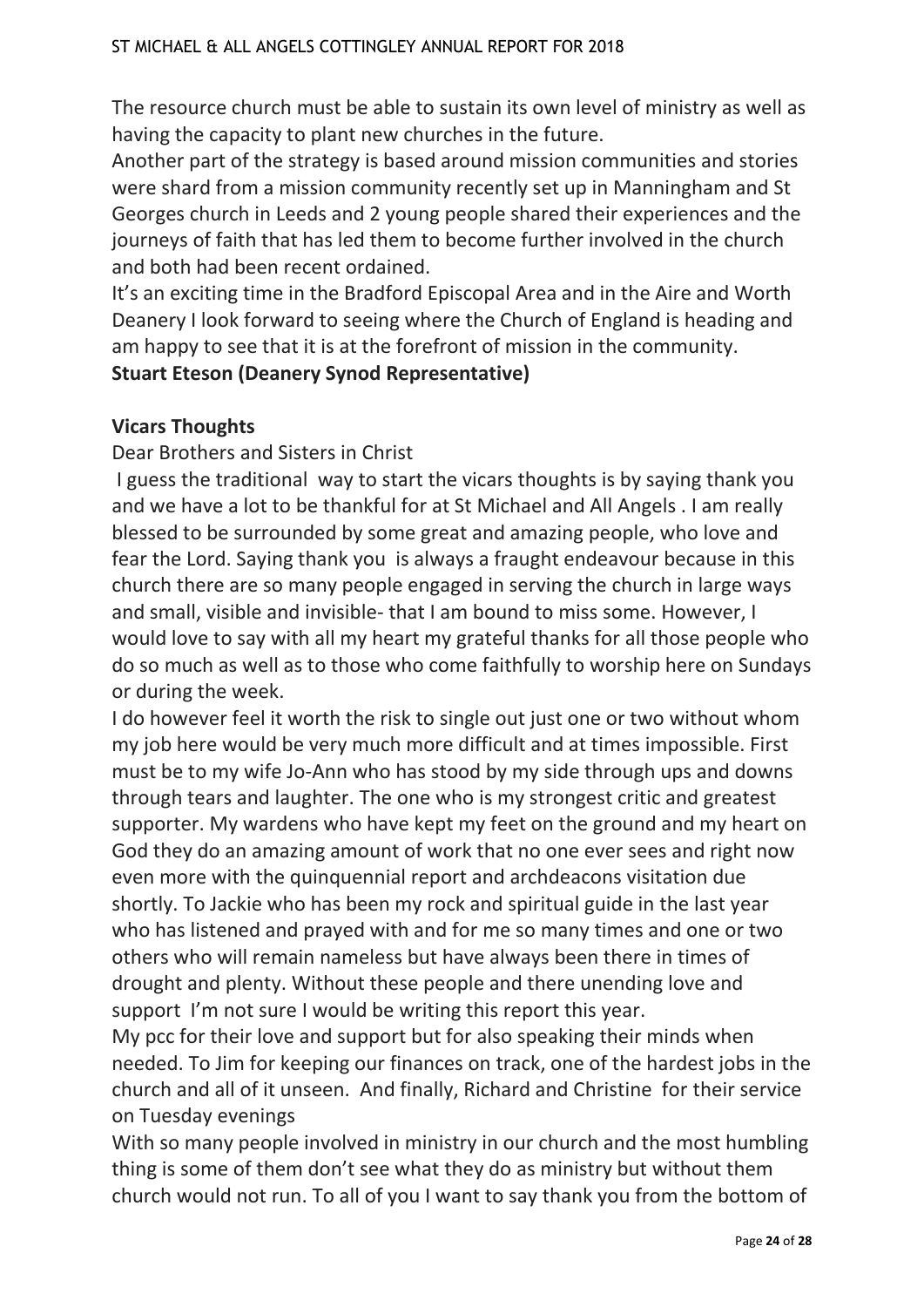The resource church must be able to sustain its own level of ministry as well as having the capacity to plant new churches in the future.

Another part of the strategy is based around mission communities and stories were shard from a mission community recently set up in Manningham and St Georges church in Leeds and 2 young people shared their experiences and the journeys of faith that has led them to become further involved in the church and both had been recent ordained.

It's an exciting time in the Bradford Episcopal Area and in the Aire and Worth Deanery I look forward to seeing where the Church of England is heading and am happy to see that it is at the forefront of mission in the community.

**Stuart Eteson (Deanery Synod Representative)**

## Vicars Thoughts

Dear Brothers and Sisters in Christ

I guess the traditional way to start the vicars thoughts is by saying thank you and we have a lot to be thankful for at St Michael and All Angels . I am really blessed to be surrounded by some great and amazing people, who love and fear the Lord. Saying thank you is always a fraught endeavour because in this church there are so many people engaged in serving the church in large ways and small, visible and invisible- that I am bound to miss some. However, I would love to say with all my heart my grateful thanks for all those people who do so much as well as to those who come faithfully to worship here on Sundays or during the week.

I do however feel it worth the risk to single out just one or two without whom my job here would be very much more difficult and at times impossible. First must be to my wife Jo-Ann who has stood by my side through ups and downs through tears and laughter. The one who is my strongest critic and greatest supporter. My wardens who have kept my feet on the ground and my heart on God they do an amazing amount of work that no one ever sees and right now even more with the quinquennial report and archdeacons visitation due shortly. To Jackie who has been my rock and spiritual guide in the last year who has listened and prayed with and for me so many times and one or two others who will remain nameless but have always been there in times of drought and plenty. Without these people and there unending love and support I'm not sure I would be writing this report this year.

My pcc for their love and support but for also speaking their minds when needed. To Jim for keeping our finances on track, one of the hardest jobs in the church and all of it unseen. And finally, Richard and Christine for their service on Tuesday evenings

With so many people involved in ministry in our church and the most humbling thing is some of them don't see what they do as ministry but without them church would not run. To all of you I want to say thank you from the bottom of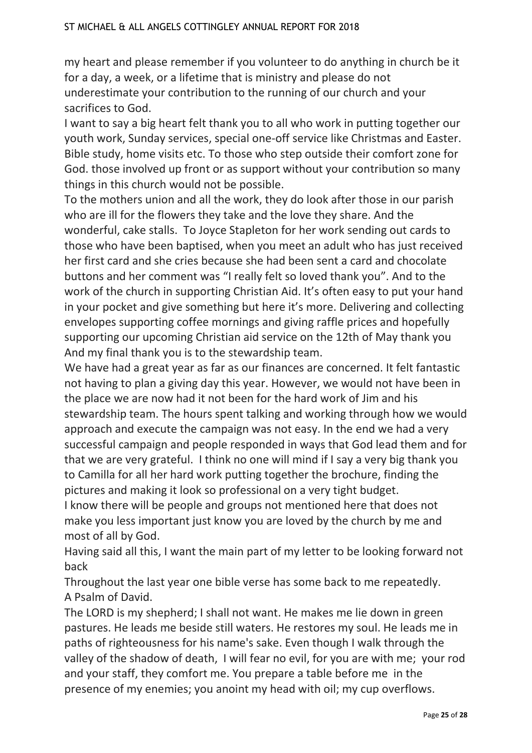my heart and please remember if you volunteer to do anything in church be it for a day, a week, or a lifetime that is ministry and please do not underestimate your contribution to the running of our church and your sacrifices to God.

I want to say a big heart felt thank you to all who work in putting together our youth work, Sunday services, special one-off service like Christmas and Easter. Bible study, home visits etc. To those who step outside their comfort zone for God. those involved up front or as support without your contribution so many things in this church would not be possible.

To the mothers union and all the work, they do look after those in our parish who are ill for the flowers they take and the love they share. And the wonderful, cake stalls. To Joyce Stapleton for her work sending out cards to those who have been baptised, when you meet an adult who has just received her first card and she cries because she had been sent a card and chocolate buttons and her comment was “I really felt so loved thank you”. And to the work of the church in supporting Christian Aid. It’s often easy to put your hand in your pocket and give something but here it’s more. Delivering and collecting envelopes supporting coffee mornings and giving raffle prices and hopefully supporting our upcoming Christian aid service on the 12th of May thank you

And my final thank you is to the stewardship team.

We have had a great year as far as our finances are concerned. It felt fantastic not having to plan a giving day this year. However, we would not have been in the place we are now had it not been for the hard work of Jim and his stewardship team. The hours spent talking and working through how we would approach and execute the campaign was not easy. In the end we had a very successful campaign and people responded in ways that God lead them and for that we are very grateful. I think no one will mind if I say a very big thank you to Camilla for all her hard work putting together the brochure, finding the pictures and making it look so professional on a very tight budget.

I know there will be people and groups not mentioned here that does not make you less important just know you are loved by the church by me and most of all by God.

Having said all this, I want the main part of my letter to be looking forward not back

Throughout the last year one bible verse has some back to me repeatedly.

A Psalm of David.

The LORD is my shepherd; I shall not want. He makes me lie down in green pastures. He leads me beside still waters. He restores my soul. He leads me in paths of righteousness for his name's sake. Even though I walk through the valley of the shadow of death, I will fear no evil, for you are with me; your rod and your staff, they comfort me. You prepare a table before me in the presence of my enemies; you anoint my head with oil; my cup overflows.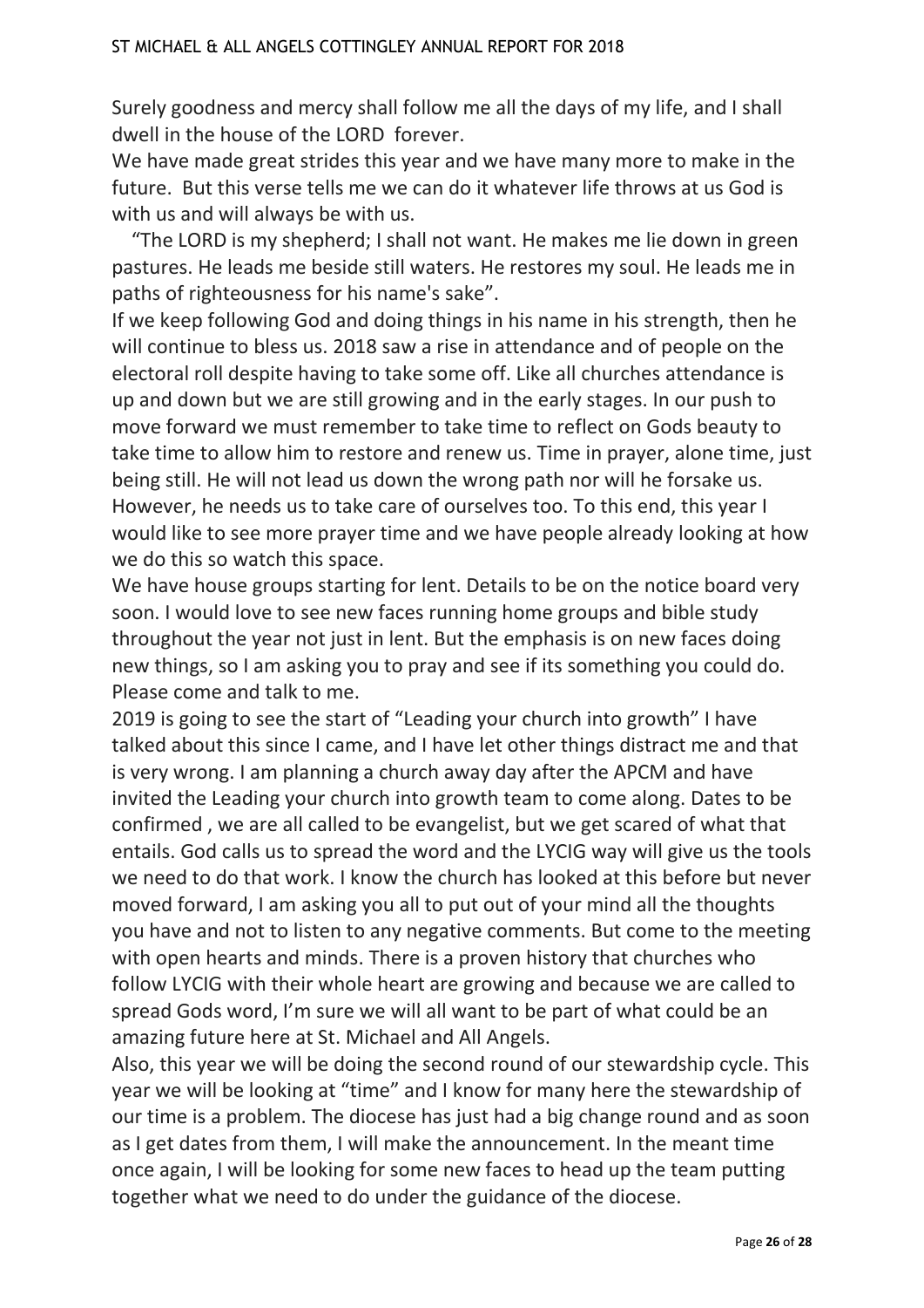Surely goodness and mercy shall follow me all the days of my life, and I shall dwell in the house of the LORD forever.

We have made great strides this year and we have many more to make in the future. But this verse tells me we can do it whatever life throws at us God is with us and will always be with us.

"The LORD is my shepherd; I shall not want. He makes me lie down in green pastures. He leads me beside still waters. He restores my soul. He leads me in paths of righteousness for his name's sake".

If we keep following God and doing things in his name in his strength, then he will continue to bless us. 2018 saw a rise in attendance and of people on the electoral roll despite having to take some off. Like all churches attendance is up and down but we are still growing and in the early stages. In our push to move forward we must remember to take time to reflect on Gods beauty to take time to allow him to restore and renew us. Time in prayer, alone time, just being still. He will not lead us down the wrong path nor will he forsake us. However, he needs us to take care of ourselves too. To this end, this year I would like to see more prayer time and we have people already looking at how we do this so watch this space.

We have house groups starting for lent. Details to be on the notice board very soon. I would love to see new faces running home groups and bible study throughout the year not just in lent. But the emphasis is on new faces doing new things, so I am asking you to pray and see if its something you could do. Please come and talk to me.

2019 is going to see the start of "Leading your church into growth" I have talked about this since I came, and I have let other things distract me and that is very wrong. I am planning a church away day after the APCM and have invited the Leading your church into growth team to come along. Dates to be confirmed , we are all called to be evangelist, but we get scared of what that entails. God calls us to spread the word and the LYCIG way will give us the tools we need to do that work. I know the church has looked at this before but never moved forward, I am asking you all to put out of your mind all the thoughts you have and not to listen to any negative comments. But come to the meeting with open hearts and minds. There is a proven history that churches who follow LYCIG with their whole heart are growing and because we are called to spread Gods word, I'm sure we will all want to be part of what could be an amazing future here at St. Michael and All Angels.

Also, this year we will be doing the second round of our stewardship cycle. This year we will be looking at "time" and I know for many here the stewardship of our time is a problem. The diocese has just had a big change round and as soon as I get dates from them, I will make the announcement. In the meant time once again, I will be looking for some new faces to head up the team putting together what we need to do under the guidance of the diocese.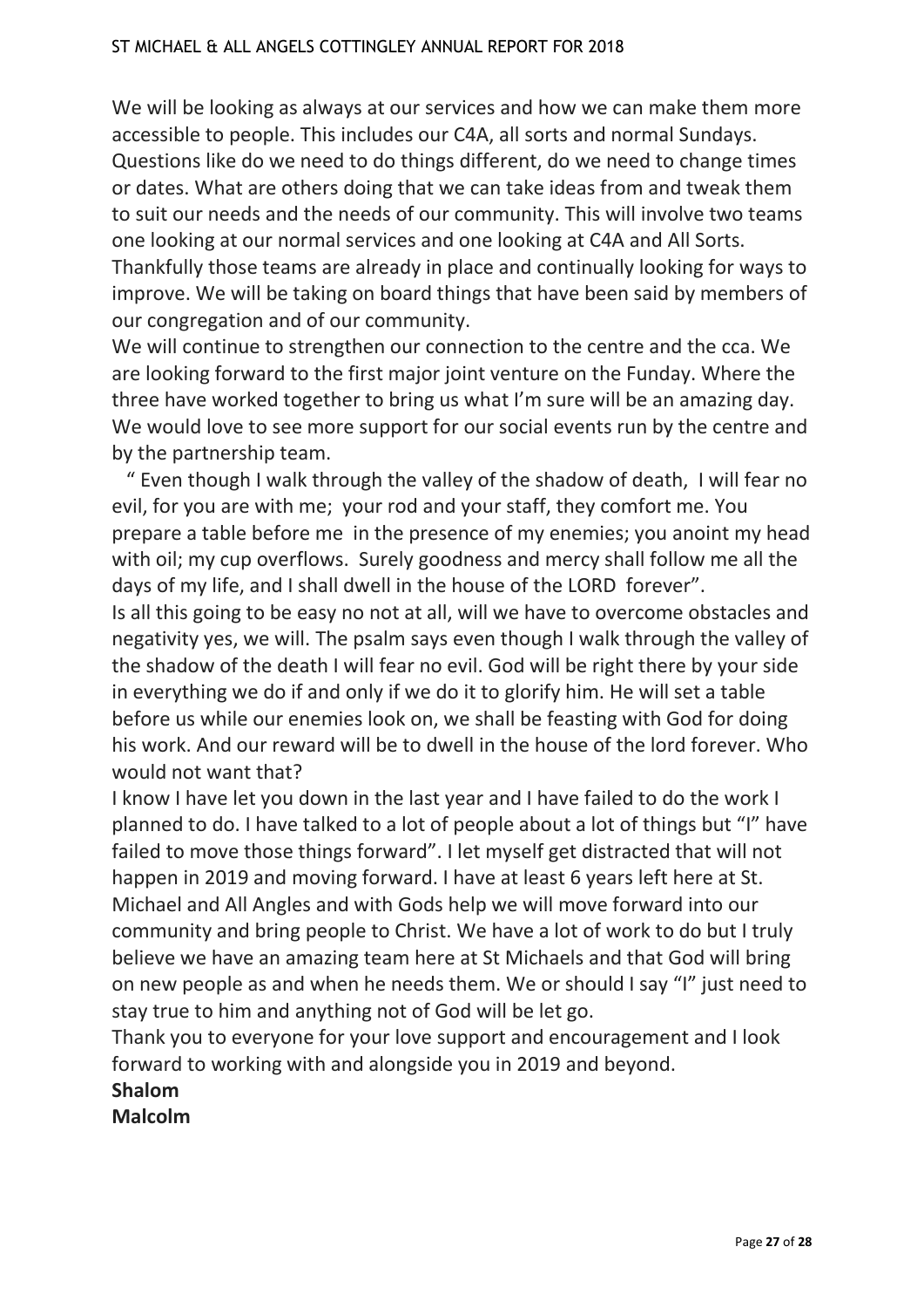We will be looking as always at our services and how we can make them more accessible to people. This includes our C4A, all sorts and normal Sundays. Questions like do we need to do things different, do we need to change times or dates. What are others doing that we can take ideas from and tweak them to suit our needs and the needs of our community. This will involve two teams one looking at our normal services and one looking at C4A and All Sorts. Thankfully those teams are already in place and continually looking for ways to improve. We will be taking on board things that have been said by members of our congregation and of our community.

We will continue to strengthen our connection to the centre and the cca. We are looking forward to the first major joint venture on the Funday. Where the three have worked together to bring us what I'm sure will be an amazing day. We would love to see more support for our social events run by the centre and by the partnership team.

" Even though I walk through the valley of the shadow of death, I will fear no evil, for you are with me; your rod and your staff, they comfort me. You prepare a table before me in the presence of my enemies; you anoint my head with oil; my cup overflows. Surely goodness and mercy shall follow me all the days of my life, and I shall dwell in the house of the LORD forever".

Is all this going to be easy no not at all, will we have to overcome obstacles and negativity yes, we will. The psalm says even though I walk through the valley of the shadow of the death I will fear no evil. God will be right there by your side in everything we do if and only if we do it to glorify him. He will set a table before us while our enemies look on, we shall be feasting with God for doing his work. And our reward will be to dwell in the house of the lord forever. Who would not want that?

I know I have let you down in the last year and I have failed to do the work I planned to do. I have talked to a lot of people about a lot of things but "I" have failed to move those things forward". I let myself get distracted that will not happen in 2019 and moving forward. I have at least 6 years left here at St. Michael and All Angles and with Gods help we will move forward into our community and bring people to Christ. We have a lot of work to do but I truly believe we have an amazing team here at St Michaels and that God will bring on new people as and when he needs them. We or should I say "I" just need to stay true to him and anything not of God will be let go.

Thank you to everyone for your love support and encouragement and I look forward to working with and alongside you in 2019 and beyond.

**Shalom**
**Malcolm**